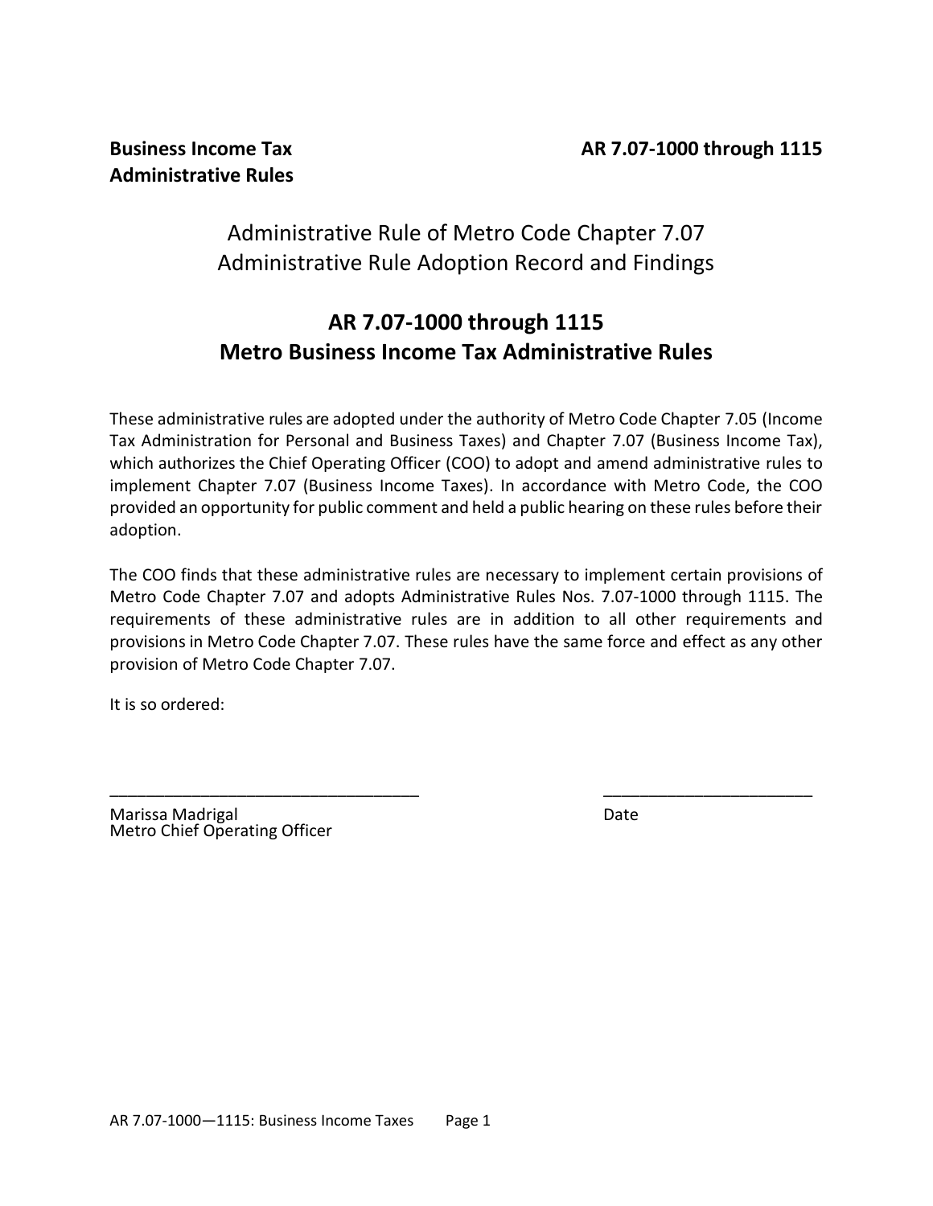**Business Income Tax Administrative Rules** **AR 7.07-1000 through 1115**

## Administrative Rule of Metro Code Chapter 7.07
## Administrative Rule Adoption Record and Findings

# AR 7.07-1000 through 1115
# Metro Business Income Tax Administrative Rules

These administrative rules are adopted under the authority of Metro Code Chapter 7.05 (Income Tax Administration for Personal and Business Taxes) and Chapter 7.07 (Business Income Tax), which authorizes the Chief Operating Officer (COO) to adopt and amend administrative rules to implement Chapter 7.07 (Business Income Taxes). In accordance with Metro Code, the COO provided an opportunity for public comment and held a public hearing on these rules before their adoption.

The COO finds that these administrative rules are necessary to implement certain provisions of Metro Code Chapter 7.07 and adopts Administrative Rules Nos. 7.07-1000 through 1115. The requirements of these administrative rules are in addition to all other requirements and provisions in Metro Code Chapter 7.07. These rules have the same force and effect as any other provision of Metro Code Chapter 7.07.

It is so ordered:

\_\_\_\_\_\_\_\_\_\_\_\_\_\_\_\_\_\_\_\_\_\_\_\_\_\_\_\_\_\_\_\_\_\_ \_\_\_\_\_\_\_\_\_\_\_\_\_\_\_\_\_\_\_\_\_\_\_

Marissa Madrigal
Metro Chief Operating Officer

Date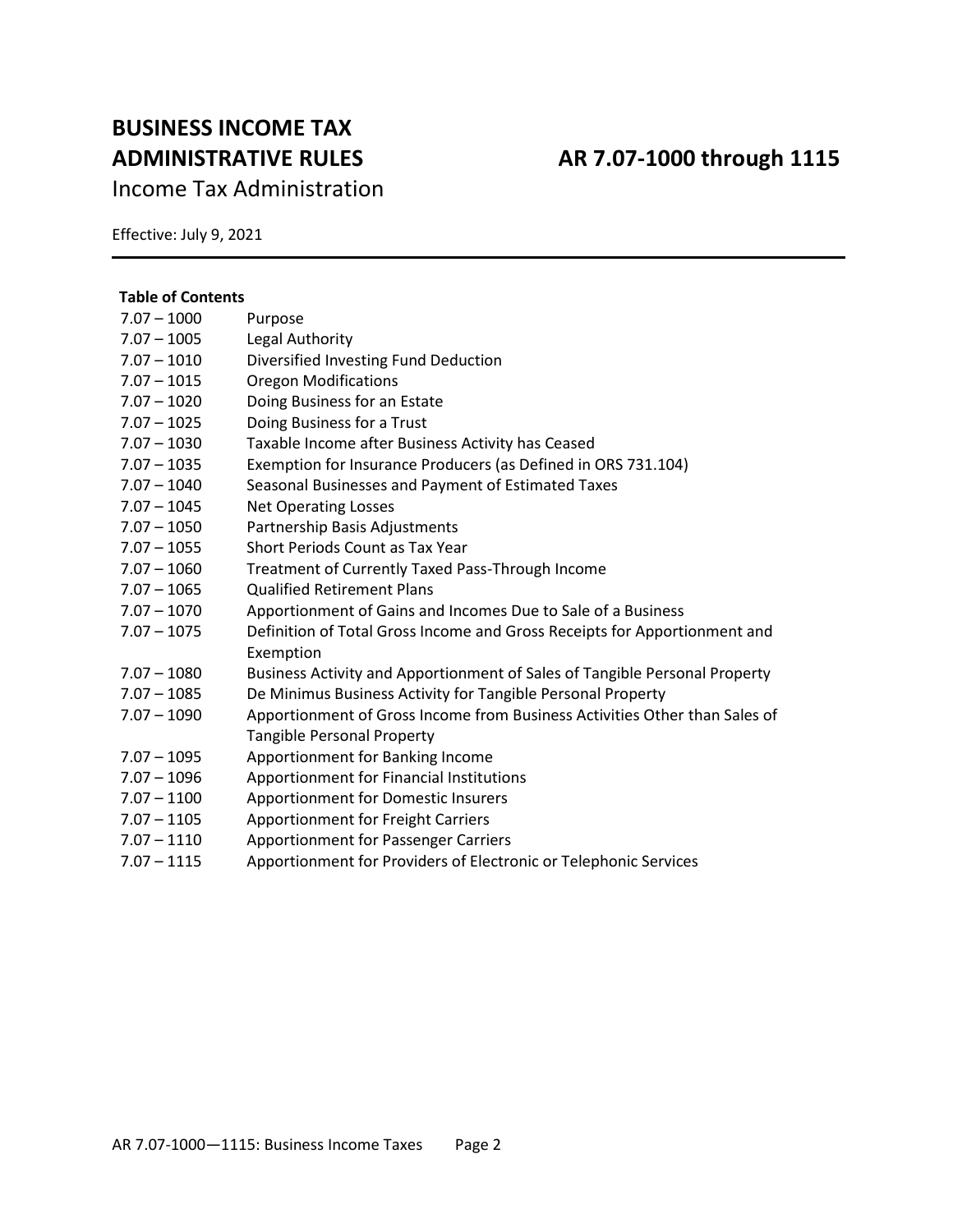# BUSINESS INCOME TAX ADMINISTRATIVE RULES

## AR 7.07-1000 through 1115

Income Tax Administration

Effective: July 9, 2021

---

**Table of Contents**

| | |
|---|---|
| 7.07 – 1000 | Purpose |
| 7.07 – 1005 | Legal Authority |
| 7.07 – 1010 | Diversified Investing Fund Deduction |
| 7.07 – 1015 | Oregon Modifications |
| 7.07 – 1020 | Doing Business for an Estate |
| 7.07 – 1025 | Doing Business for a Trust |
| 7.07 – 1030 | Taxable Income after Business Activity has Ceased |
| 7.07 – 1035 | Exemption for Insurance Producers (as Defined in ORS 731.104) |
| 7.07 – 1040 | Seasonal Businesses and Payment of Estimated Taxes |
| 7.07 – 1045 | Net Operating Losses |
| 7.07 – 1050 | Partnership Basis Adjustments |
| 7.07 – 1055 | Short Periods Count as Tax Year |
| 7.07 – 1060 | Treatment of Currently Taxed Pass-Through Income |
| 7.07 – 1065 | Qualified Retirement Plans |
| 7.07 – 1070 | Apportionment of Gains and Incomes Due to Sale of a Business |
| 7.07 – 1075 | Definition of Total Gross Income and Gross Receipts for Apportionment and Exemption |
| 7.07 – 1080 | Business Activity and Apportionment of Sales of Tangible Personal Property |
| 7.07 – 1085 | De Minimus Business Activity for Tangible Personal Property |
| 7.07 – 1090 | Apportionment of Gross Income from Business Activities Other than Sales of Tangible Personal Property |
| 7.07 – 1095 | Apportionment for Banking Income |
| 7.07 – 1096 | Apportionment for Financial Institutions |
| 7.07 – 1100 | Apportionment for Domestic Insurers |
| 7.07 – 1105 | Apportionment for Freight Carriers |
| 7.07 – 1110 | Apportionment for Passenger Carriers |
| 7.07 – 1115 | Apportionment for Providers of Electronic or Telephonic Services |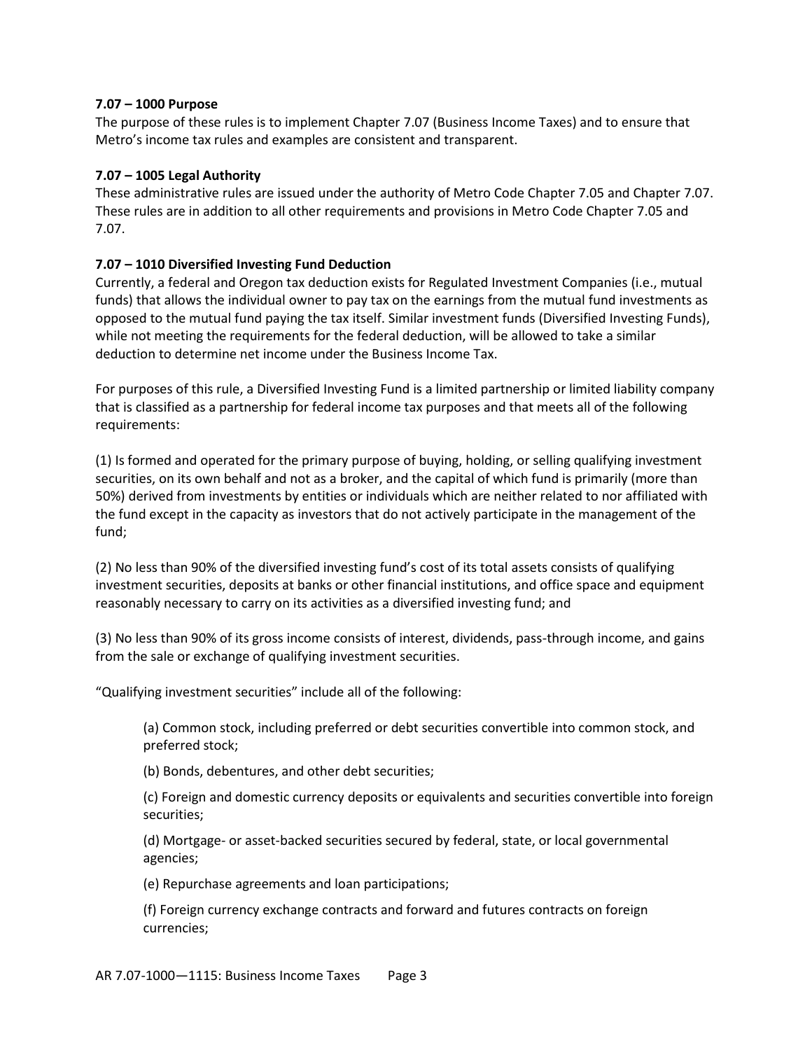### 7.07 – 1000 Purpose

The purpose of these rules is to implement Chapter 7.07 (Business Income Taxes) and to ensure that Metro's income tax rules and examples are consistent and transparent.

### 7.07 – 1005 Legal Authority

These administrative rules are issued under the authority of Metro Code Chapter 7.05 and Chapter 7.07. These rules are in addition to all other requirements and provisions in Metro Code Chapter 7.05 and 7.07.

### 7.07 – 1010 Diversified Investing Fund Deduction

Currently, a federal and Oregon tax deduction exists for Regulated Investment Companies (i.e., mutual funds) that allows the individual owner to pay tax on the earnings from the mutual fund investments as opposed to the mutual fund paying the tax itself. Similar investment funds (Diversified Investing Funds), while not meeting the requirements for the federal deduction, will be allowed to take a similar deduction to determine net income under the Business Income Tax.

For purposes of this rule, a Diversified Investing Fund is a limited partnership or limited liability company that is classified as a partnership for federal income tax purposes and that meets all of the following requirements:

(1) Is formed and operated for the primary purpose of buying, holding, or selling qualifying investment securities, on its own behalf and not as a broker, and the capital of which fund is primarily (more than 50%) derived from investments by entities or individuals which are neither related to nor affiliated with the fund except in the capacity as investors that do not actively participate in the management of the fund;

(2) No less than 90% of the diversified investing fund's cost of its total assets consists of qualifying investment securities, deposits at banks or other financial institutions, and office space and equipment reasonably necessary to carry on its activities as a diversified investing fund; and

(3) No less than 90% of its gross income consists of interest, dividends, pass-through income, and gains from the sale or exchange of qualifying investment securities.

"Qualifying investment securities" include all of the following:

> (a) Common stock, including preferred or debt securities convertible into common stock, and preferred stock;
>
> (b) Bonds, debentures, and other debt securities;
>
> (c) Foreign and domestic currency deposits or equivalents and securities convertible into foreign securities;
>
> (d) Mortgage- or asset-backed securities secured by federal, state, or local governmental agencies;
>
> (e) Repurchase agreements and loan participations;
>
> (f) Foreign currency exchange contracts and forward and futures contracts on foreign currencies;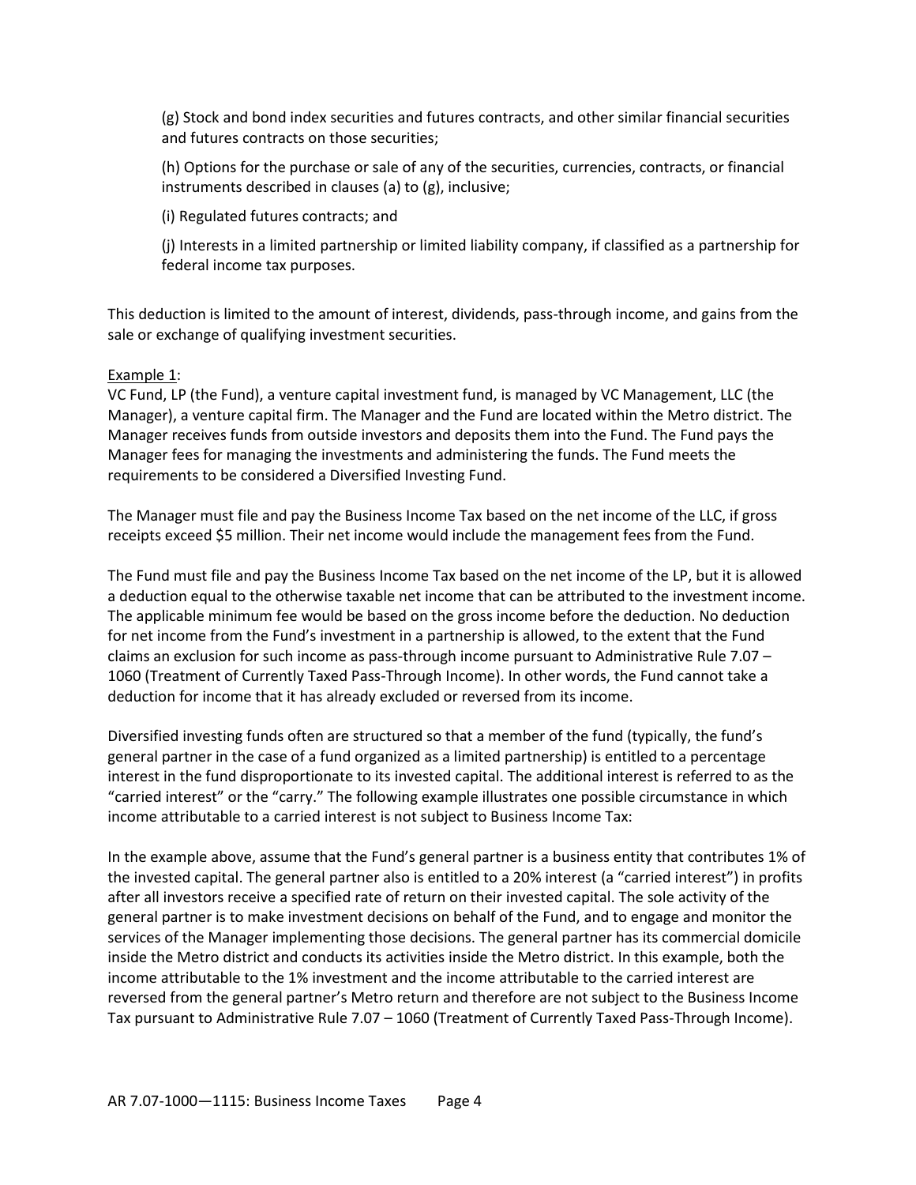(g) Stock and bond index securities and futures contracts, and other similar financial securities and futures contracts on those securities;

(h) Options for the purchase or sale of any of the securities, currencies, contracts, or financial instruments described in clauses (a) to (g), inclusive;

(i) Regulated futures contracts; and

(j) Interests in a limited partnership or limited liability company, if classified as a partnership for federal income tax purposes.

This deduction is limited to the amount of interest, dividends, pass-through income, and gains from the sale or exchange of qualifying investment securities.

Example 1:

VC Fund, LP (the Fund), a venture capital investment fund, is managed by VC Management, LLC (the Manager), a venture capital firm. The Manager and the Fund are located within the Metro district. The Manager receives funds from outside investors and deposits them into the Fund. The Fund pays the Manager fees for managing the investments and administering the funds. The Fund meets the requirements to be considered a Diversified Investing Fund.

The Manager must file and pay the Business Income Tax based on the net income of the LLC, if gross receipts exceed $5 million. Their net income would include the management fees from the Fund.

The Fund must file and pay the Business Income Tax based on the net income of the LP, but it is allowed a deduction equal to the otherwise taxable net income that can be attributed to the investment income. The applicable minimum fee would be based on the gross income before the deduction. No deduction for net income from the Fund's investment in a partnership is allowed, to the extent that the Fund claims an exclusion for such income as pass-through income pursuant to Administrative Rule 7.07 – 1060 (Treatment of Currently Taxed Pass-Through Income). In other words, the Fund cannot take a deduction for income that it has already excluded or reversed from its income.

Diversified investing funds often are structured so that a member of the fund (typically, the fund's general partner in the case of a fund organized as a limited partnership) is entitled to a percentage interest in the fund disproportionate to its invested capital. The additional interest is referred to as the "carried interest" or the "carry." The following example illustrates one possible circumstance in which income attributable to a carried interest is not subject to Business Income Tax:

In the example above, assume that the Fund's general partner is a business entity that contributes 1% of the invested capital. The general partner also is entitled to a 20% interest (a "carried interest") in profits after all investors receive a specified rate of return on their invested capital. The sole activity of the general partner is to make investment decisions on behalf of the Fund, and to engage and monitor the services of the Manager implementing those decisions. The general partner has its commercial domicile inside the Metro district and conducts its activities inside the Metro district. In this example, both the income attributable to the 1% investment and the income attributable to the carried interest are reversed from the general partner's Metro return and therefore are not subject to the Business Income Tax pursuant to Administrative Rule 7.07 – 1060 (Treatment of Currently Taxed Pass-Through Income).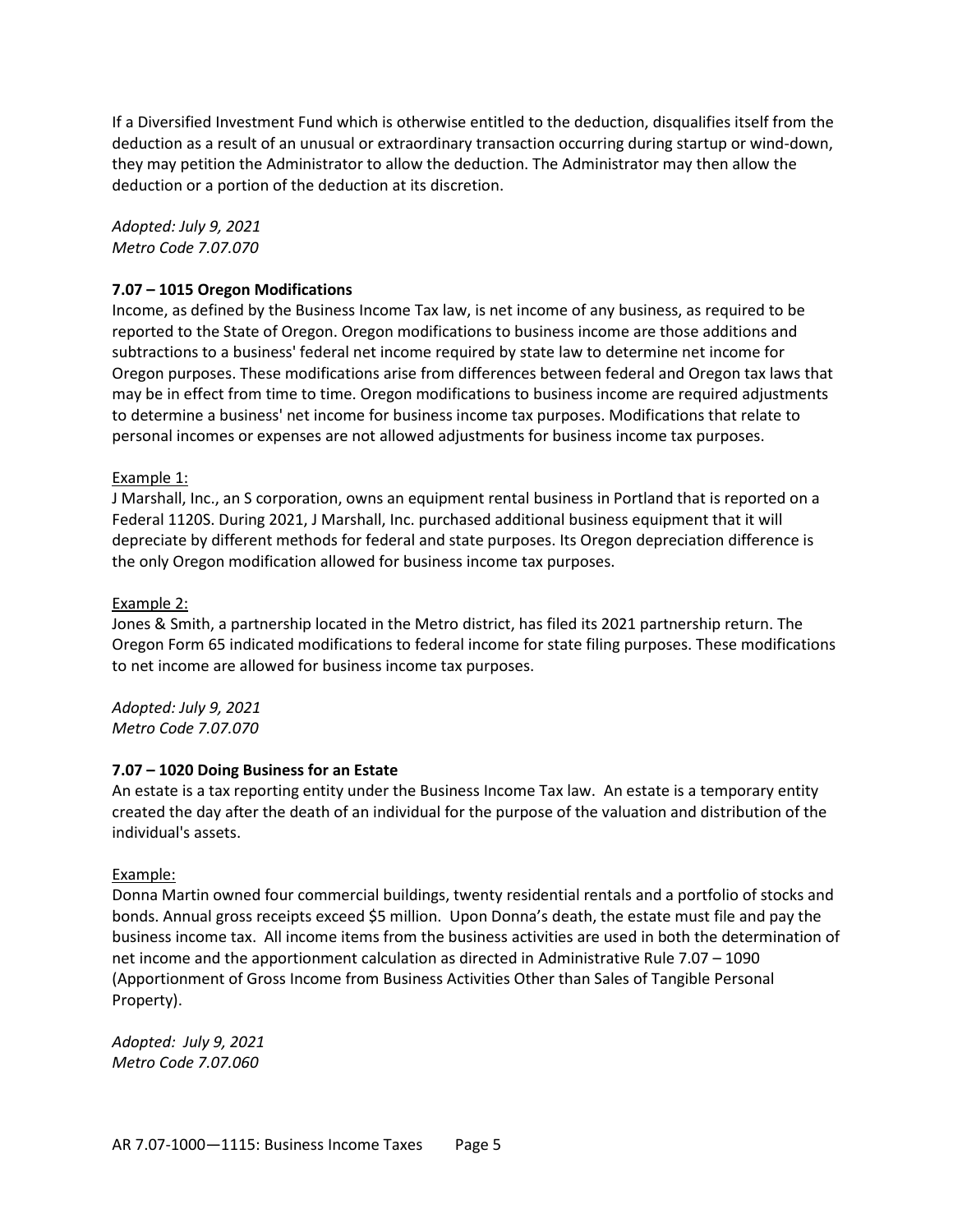If a Diversified Investment Fund which is otherwise entitled to the deduction, disqualifies itself from the deduction as a result of an unusual or extraordinary transaction occurring during startup or wind-down, they may petition the Administrator to allow the deduction. The Administrator may then allow the deduction or a portion of the deduction at its discretion.

*Adopted: July 9, 2021*
*Metro Code 7.07.070*

**7.07 – 1015 Oregon Modifications**

Income, as defined by the Business Income Tax law, is net income of any business, as required to be reported to the State of Oregon. Oregon modifications to business income are those additions and subtractions to a business' federal net income required by state law to determine net income for Oregon purposes. These modifications arise from differences between federal and Oregon tax laws that may be in effect from time to time. Oregon modifications to business income are required adjustments to determine a business' net income for business income tax purposes. Modifications that relate to personal incomes or expenses are not allowed adjustments for business income tax purposes.

Example 1:

J Marshall, Inc., an S corporation, owns an equipment rental business in Portland that is reported on a Federal 1120S. During 2021, J Marshall, Inc. purchased additional business equipment that it will depreciate by different methods for federal and state purposes. Its Oregon depreciation difference is the only Oregon modification allowed for business income tax purposes.

Example 2:

Jones & Smith, a partnership located in the Metro district, has filed its 2021 partnership return. The Oregon Form 65 indicated modifications to federal income for state filing purposes. These modifications to net income are allowed for business income tax purposes.

*Adopted: July 9, 2021*
*Metro Code 7.07.070*

**7.07 – 1020 Doing Business for an Estate**

An estate is a tax reporting entity under the Business Income Tax law. An estate is a temporary entity created the day after the death of an individual for the purpose of the valuation and distribution of the individual's assets.

Example:

Donna Martin owned four commercial buildings, twenty residential rentals and a portfolio of stocks and bonds. Annual gross receipts exceed $5 million. Upon Donna's death, the estate must file and pay the business income tax. All income items from the business activities are used in both the determination of net income and the apportionment calculation as directed in Administrative Rule 7.07 – 1090 (Apportionment of Gross Income from Business Activities Other than Sales of Tangible Personal Property).

*Adopted: July 9, 2021*
*Metro Code 7.07.060*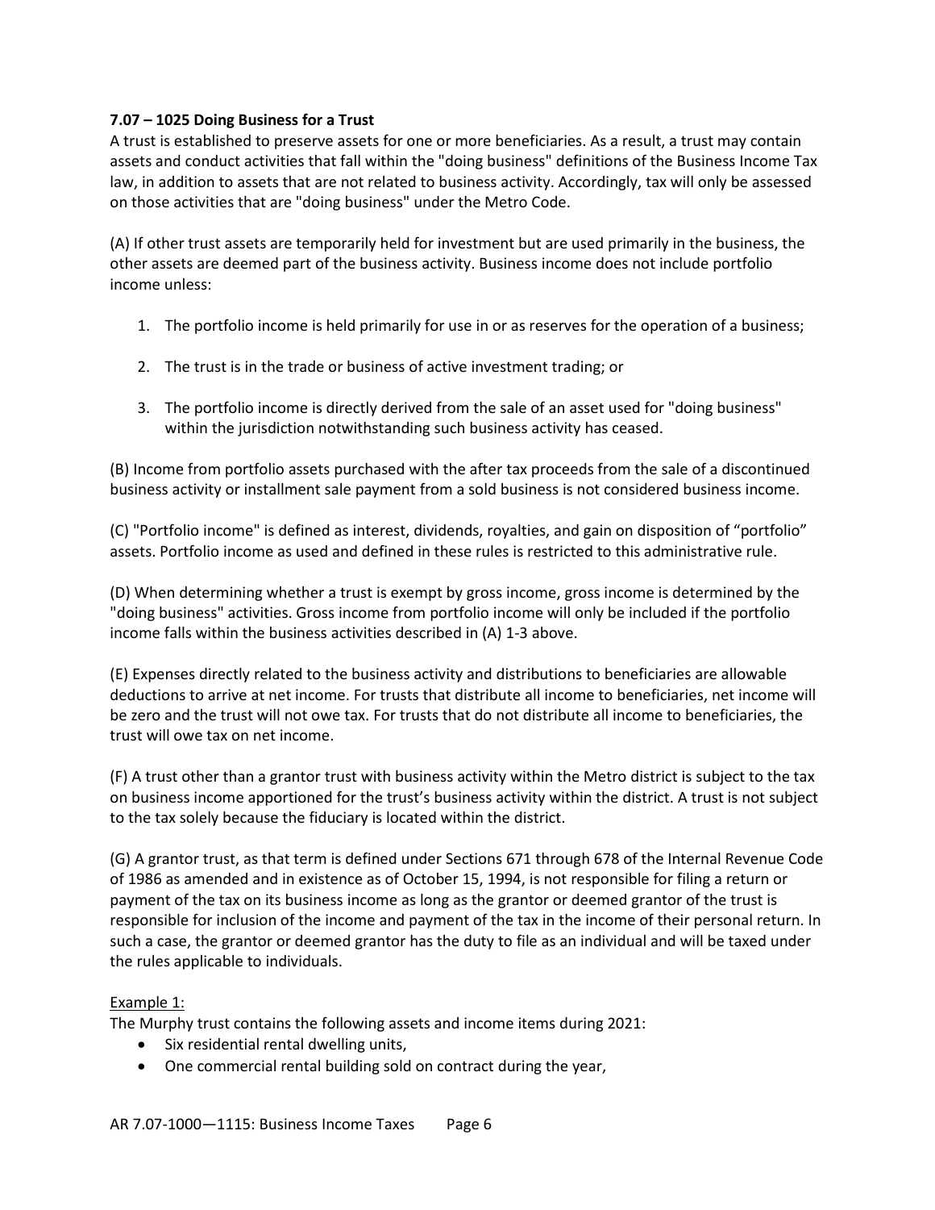### 7.07 – 1025 Doing Business for a Trust

A trust is established to preserve assets for one or more beneficiaries. As a result, a trust may contain assets and conduct activities that fall within the "doing business" definitions of the Business Income Tax law, in addition to assets that are not related to business activity. Accordingly, tax will only be assessed on those activities that are "doing business" under the Metro Code.

(A) If other trust assets are temporarily held for investment but are used primarily in the business, the other assets are deemed part of the business activity. Business income does not include portfolio income unless:

1. The portfolio income is held primarily for use in or as reserves for the operation of a business;

2. The trust is in the trade or business of active investment trading; or

3. The portfolio income is directly derived from the sale of an asset used for "doing business" within the jurisdiction notwithstanding such business activity has ceased.

(B) Income from portfolio assets purchased with the after tax proceeds from the sale of a discontinued business activity or installment sale payment from a sold business is not considered business income.

(C) "Portfolio income" is defined as interest, dividends, royalties, and gain on disposition of "portfolio" assets. Portfolio income as used and defined in these rules is restricted to this administrative rule.

(D) When determining whether a trust is exempt by gross income, gross income is determined by the "doing business" activities. Gross income from portfolio income will only be included if the portfolio income falls within the business activities described in (A) 1-3 above.

(E) Expenses directly related to the business activity and distributions to beneficiaries are allowable deductions to arrive at net income. For trusts that distribute all income to beneficiaries, net income will be zero and the trust will not owe tax. For trusts that do not distribute all income to beneficiaries, the trust will owe tax on net income.

(F) A trust other than a grantor trust with business activity within the Metro district is subject to the tax on business income apportioned for the trust's business activity within the district. A trust is not subject to the tax solely because the fiduciary is located within the district.

(G) A grantor trust, as that term is defined under Sections 671 through 678 of the Internal Revenue Code of 1986 as amended and in existence as of October 15, 1994, is not responsible for filing a return or payment of the tax on its business income as long as the grantor or deemed grantor of the trust is responsible for inclusion of the income and payment of the tax in the income of their personal return. In such a case, the grantor or deemed grantor has the duty to file as an individual and will be taxed under the rules applicable to individuals.

Example 1:

The Murphy trust contains the following assets and income items during 2021:

- Six residential rental dwelling units,
- One commercial rental building sold on contract during the year,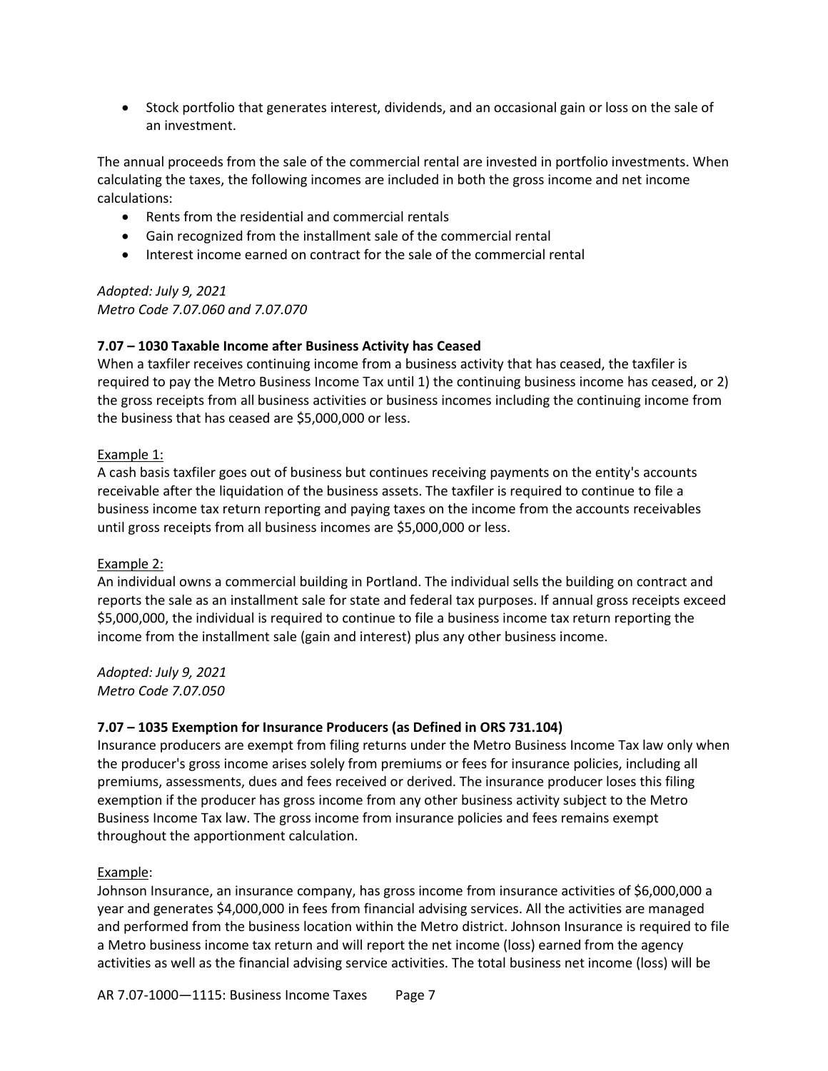- Stock portfolio that generates interest, dividends, and an occasional gain or loss on the sale of an investment.

The annual proceeds from the sale of the commercial rental are invested in portfolio investments. When calculating the taxes, the following incomes are included in both the gross income and net income calculations:

- Rents from the residential and commercial rentals
- Gain recognized from the installment sale of the commercial rental
- Interest income earned on contract for the sale of the commercial rental

*Adopted: July 9, 2021*
*Metro Code 7.07.060 and 7.07.070*

**7.07 – 1030 Taxable Income after Business Activity has Ceased**

When a taxfiler receives continuing income from a business activity that has ceased, the taxfiler is required to pay the Metro Business Income Tax until 1) the continuing business income has ceased, or 2) the gross receipts from all business activities or business incomes including the continuing income from the business that has ceased are $5,000,000 or less.

Example 1:

A cash basis taxfiler goes out of business but continues receiving payments on the entity's accounts receivable after the liquidation of the business assets. The taxfiler is required to continue to file a business income tax return reporting and paying taxes on the income from the accounts receivables until gross receipts from all business incomes are $5,000,000 or less.

Example 2:

An individual owns a commercial building in Portland. The individual sells the building on contract and reports the sale as an installment sale for state and federal tax purposes. If annual gross receipts exceed $5,000,000, the individual is required to continue to file a business income tax return reporting the income from the installment sale (gain and interest) plus any other business income.

*Adopted: July 9, 2021*
*Metro Code 7.07.050*

**7.07 – 1035 Exemption for Insurance Producers (as Defined in ORS 731.104)**

Insurance producers are exempt from filing returns under the Metro Business Income Tax law only when the producer's gross income arises solely from premiums or fees for insurance policies, including all premiums, assessments, dues and fees received or derived. The insurance producer loses this filing exemption if the producer has gross income from any other business activity subject to the Metro Business Income Tax law. The gross income from insurance policies and fees remains exempt throughout the apportionment calculation.

Example:

Johnson Insurance, an insurance company, has gross income from insurance activities of $6,000,000 a year and generates $4,000,000 in fees from financial advising services. All the activities are managed and performed from the business location within the Metro district. Johnson Insurance is required to file a Metro business income tax return and will report the net income (loss) earned from the agency activities as well as the financial advising service activities. The total business net income (loss) will be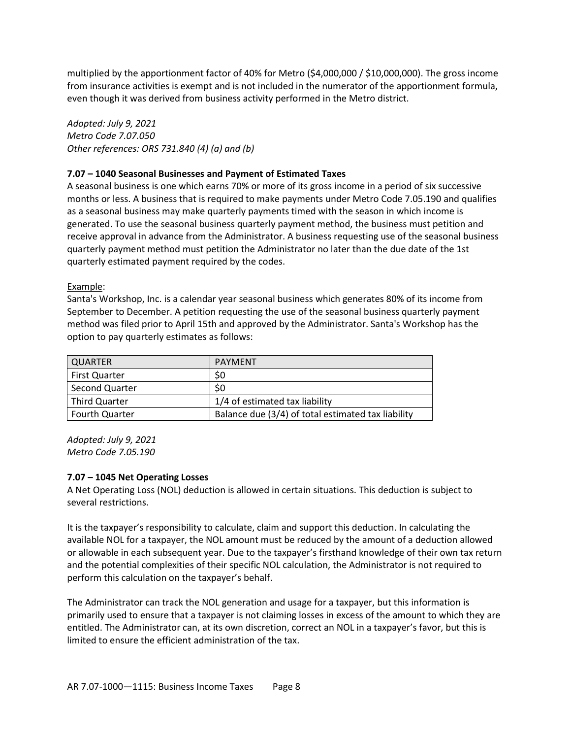multiplied by the apportionment factor of 40% for Metro ($4,000,000 / $10,000,000). The gross income from insurance activities is exempt and is not included in the numerator of the apportionment formula, even though it was derived from business activity performed in the Metro district.

*Adopted: July 9, 2021*
*Metro Code 7.07.050*
*Other references: ORS 731.840 (4) (a) and (b)*

**7.07 – 1040 Seasonal Businesses and Payment of Estimated Taxes**

A seasonal business is one which earns 70% or more of its gross income in a period of six successive months or less. A business that is required to make payments under Metro Code 7.05.190 and qualifies as a seasonal business may make quarterly payments timed with the season in which income is generated. To use the seasonal business quarterly payment method, the business must petition and receive approval in advance from the Administrator. A business requesting use of the seasonal business quarterly payment method must petition the Administrator no later than the due date of the 1st quarterly estimated payment required by the codes.

Example:

Santa's Workshop, Inc. is a calendar year seasonal business which generates 80% of its income from September to December. A petition requesting the use of the seasonal business quarterly payment method was filed prior to April 15th and approved by the Administrator. Santa's Workshop has the option to pay quarterly estimates as follows:

| QUARTER | PAYMENT |
|---|---|
| First Quarter | $0 |
| Second Quarter | $0 |
| Third Quarter | 1/4 of estimated tax liability |
| Fourth Quarter | Balance due (3/4) of total estimated tax liability |

*Adopted: July 9, 2021*
*Metro Code 7.05.190*

**7.07 – 1045 Net Operating Losses**

A Net Operating Loss (NOL) deduction is allowed in certain situations. This deduction is subject to several restrictions.

It is the taxpayer's responsibility to calculate, claim and support this deduction. In calculating the available NOL for a taxpayer, the NOL amount must be reduced by the amount of a deduction allowed or allowable in each subsequent year. Due to the taxpayer's firsthand knowledge of their own tax return and the potential complexities of their specific NOL calculation, the Administrator is not required to perform this calculation on the taxpayer's behalf.

The Administrator can track the NOL generation and usage for a taxpayer, but this information is primarily used to ensure that a taxpayer is not claiming losses in excess of the amount to which they are entitled. The Administrator can, at its own discretion, correct an NOL in a taxpayer's favor, but this is limited to ensure the efficient administration of the tax.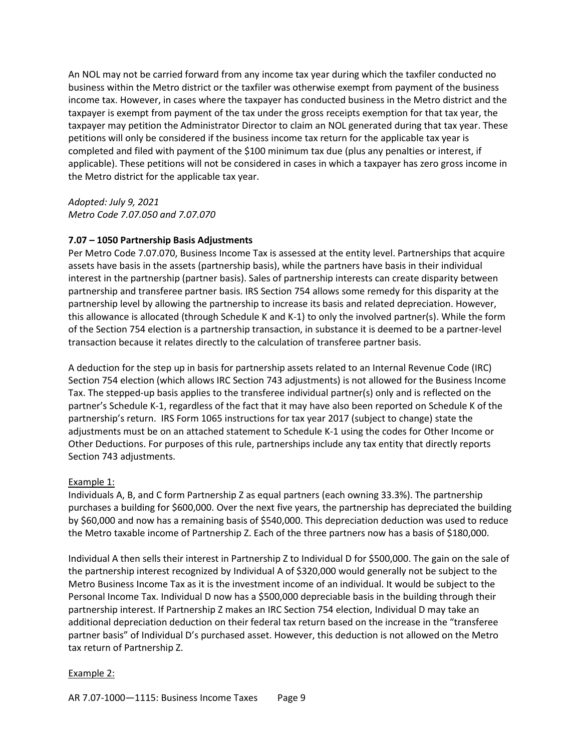An NOL may not be carried forward from any income tax year during which the taxfiler conducted no business within the Metro district or the taxfiler was otherwise exempt from payment of the business income tax. However, in cases where the taxpayer has conducted business in the Metro district and the taxpayer is exempt from payment of the tax under the gross receipts exemption for that tax year, the taxpayer may petition the Administrator Director to claim an NOL generated during that tax year. These petitions will only be considered if the business income tax return for the applicable tax year is completed and filed with payment of the $100 minimum tax due (plus any penalties or interest, if applicable). These petitions will not be considered in cases in which a taxpayer has zero gross income in the Metro district for the applicable tax year.

*Adopted: July 9, 2021*
*Metro Code 7.07.050 and 7.07.070*

**7.07 – 1050 Partnership Basis Adjustments**

Per Metro Code 7.07.070, Business Income Tax is assessed at the entity level. Partnerships that acquire assets have basis in the assets (partnership basis), while the partners have basis in their individual interest in the partnership (partner basis). Sales of partnership interests can create disparity between partnership and transferee partner basis. IRS Section 754 allows some remedy for this disparity at the partnership level by allowing the partnership to increase its basis and related depreciation. However, this allowance is allocated (through Schedule K and K-1) to only the involved partner(s). While the form of the Section 754 election is a partnership transaction, in substance it is deemed to be a partner-level transaction because it relates directly to the calculation of transferee partner basis.

A deduction for the step up in basis for partnership assets related to an Internal Revenue Code (IRC) Section 754 election (which allows IRC Section 743 adjustments) is not allowed for the Business Income Tax. The stepped-up basis applies to the transferee individual partner(s) only and is reflected on the partner's Schedule K-1, regardless of the fact that it may have also been reported on Schedule K of the partnership's return. IRS Form 1065 instructions for tax year 2017 (subject to change) state the adjustments must be on an attached statement to Schedule K-1 using the codes for Other Income or Other Deductions. For purposes of this rule, partnerships include any tax entity that directly reports Section 743 adjustments.

Example 1:

Individuals A, B, and C form Partnership Z as equal partners (each owning 33.3%). The partnership purchases a building for $600,000. Over the next five years, the partnership has depreciated the building by $60,000 and now has a remaining basis of $540,000. This depreciation deduction was used to reduce the Metro taxable income of Partnership Z. Each of the three partners now has a basis of $180,000.

Individual A then sells their interest in Partnership Z to Individual D for $500,000. The gain on the sale of the partnership interest recognized by Individual A of $320,000 would generally not be subject to the Metro Business Income Tax as it is the investment income of an individual. It would be subject to the Personal Income Tax. Individual D now has a $500,000 depreciable basis in the building through their partnership interest. If Partnership Z makes an IRC Section 754 election, Individual D may take an additional depreciation deduction on their federal tax return based on the increase in the "transferee partner basis" of Individual D's purchased asset. However, this deduction is not allowed on the Metro tax return of Partnership Z.

Example 2: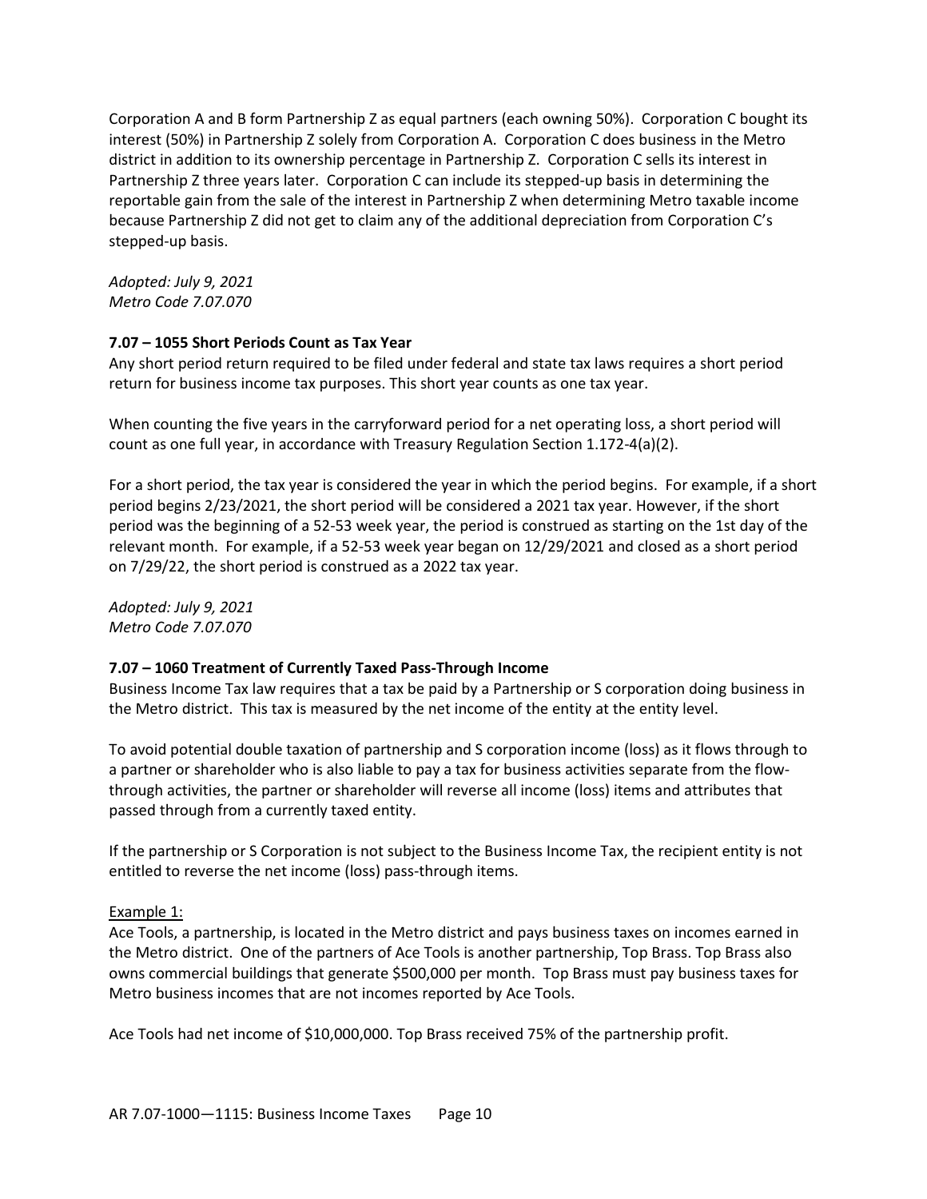Corporation A and B form Partnership Z as equal partners (each owning 50%). Corporation C bought its interest (50%) in Partnership Z solely from Corporation A. Corporation C does business in the Metro district in addition to its ownership percentage in Partnership Z. Corporation C sells its interest in Partnership Z three years later. Corporation C can include its stepped-up basis in determining the reportable gain from the sale of the interest in Partnership Z when determining Metro taxable income because Partnership Z did not get to claim any of the additional depreciation from Corporation C's stepped-up basis.

*Adopted: July 9, 2021*
*Metro Code 7.07.070*

### 7.07 – 1055 Short Periods Count as Tax Year

Any short period return required to be filed under federal and state tax laws requires a short period return for business income tax purposes. This short year counts as one tax year.

When counting the five years in the carryforward period for a net operating loss, a short period will count as one full year, in accordance with Treasury Regulation Section 1.172-4(a)(2).

For a short period, the tax year is considered the year in which the period begins. For example, if a short period begins 2/23/2021, the short period will be considered a 2021 tax year. However, if the short period was the beginning of a 52-53 week year, the period is construed as starting on the 1st day of the relevant month. For example, if a 52-53 week year began on 12/29/2021 and closed as a short period on 7/29/22, the short period is construed as a 2022 tax year.

*Adopted: July 9, 2021*
*Metro Code 7.07.070*

### 7.07 – 1060 Treatment of Currently Taxed Pass-Through Income

Business Income Tax law requires that a tax be paid by a Partnership or S corporation doing business in the Metro district. This tax is measured by the net income of the entity at the entity level.

To avoid potential double taxation of partnership and S corporation income (loss) as it flows through to a partner or shareholder who is also liable to pay a tax for business activities separate from the flow-through activities, the partner or shareholder will reverse all income (loss) items and attributes that passed through from a currently taxed entity.

If the partnership or S Corporation is not subject to the Business Income Tax, the recipient entity is not entitled to reverse the net income (loss) pass-through items.

Example 1:

Ace Tools, a partnership, is located in the Metro district and pays business taxes on incomes earned in the Metro district. One of the partners of Ace Tools is another partnership, Top Brass. Top Brass also owns commercial buildings that generate $500,000 per month. Top Brass must pay business taxes for Metro business incomes that are not incomes reported by Ace Tools.

Ace Tools had net income of $10,000,000. Top Brass received 75% of the partnership profit.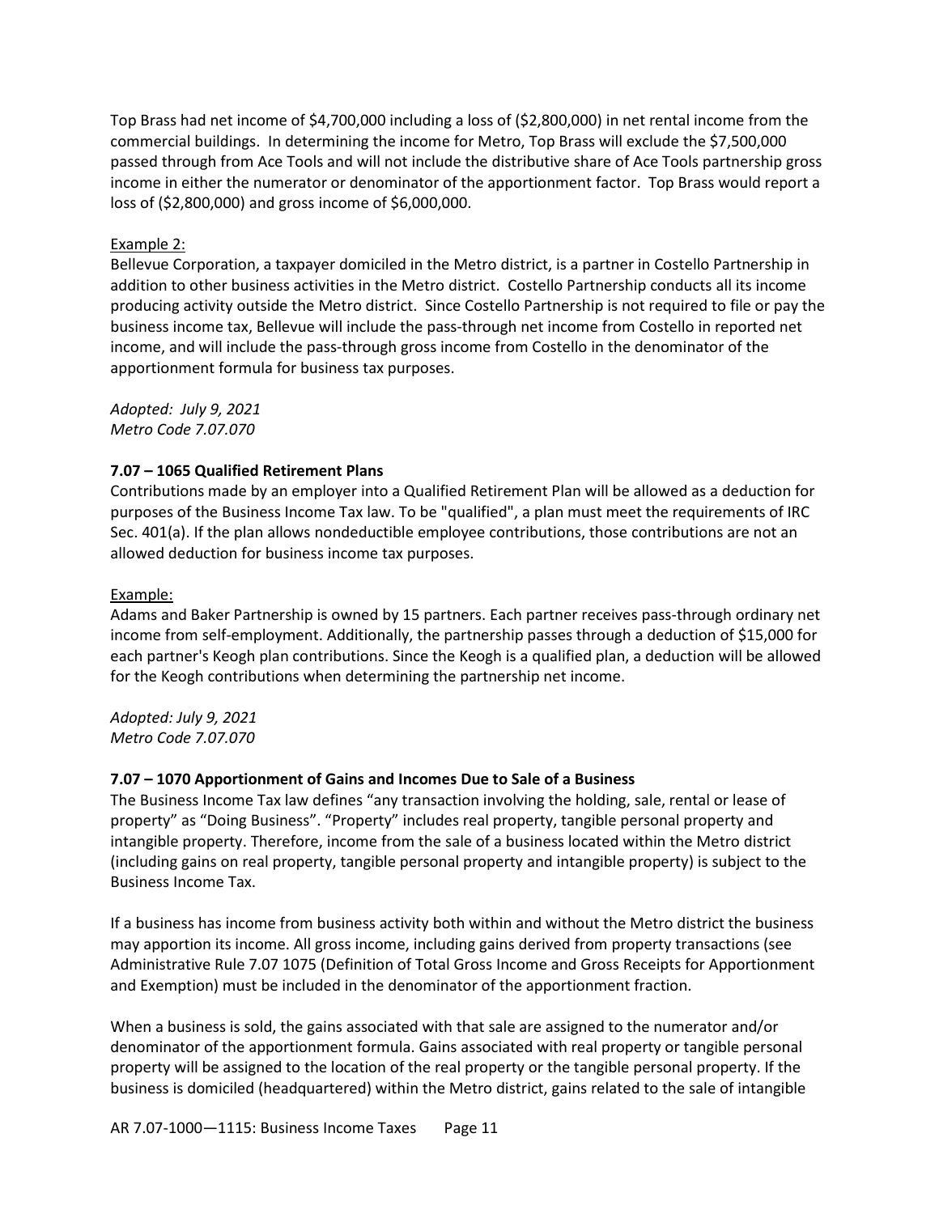Top Brass had net income of $4,700,000 including a loss of ($2,800,000) in net rental income from the commercial buildings. In determining the income for Metro, Top Brass will exclude the $7,500,000 passed through from Ace Tools and will not include the distributive share of Ace Tools partnership gross income in either the numerator or denominator of the apportionment factor. Top Brass would report a loss of ($2,800,000) and gross income of $6,000,000.

Example 2:

Bellevue Corporation, a taxpayer domiciled in the Metro district, is a partner in Costello Partnership in addition to other business activities in the Metro district. Costello Partnership conducts all its income producing activity outside the Metro district. Since Costello Partnership is not required to file or pay the business income tax, Bellevue will include the pass-through net income from Costello in reported net income, and will include the pass-through gross income from Costello in the denominator of the apportionment formula for business tax purposes.

*Adopted: July 9, 2021*
*Metro Code 7.07.070*

**7.07 – 1065 Qualified Retirement Plans**

Contributions made by an employer into a Qualified Retirement Plan will be allowed as a deduction for purposes of the Business Income Tax law. To be "qualified", a plan must meet the requirements of IRC Sec. 401(a). If the plan allows nondeductible employee contributions, those contributions are not an allowed deduction for business income tax purposes.

Example:

Adams and Baker Partnership is owned by 15 partners. Each partner receives pass-through ordinary net income from self-employment. Additionally, the partnership passes through a deduction of $15,000 for each partner's Keogh plan contributions. Since the Keogh is a qualified plan, a deduction will be allowed for the Keogh contributions when determining the partnership net income.

*Adopted: July 9, 2021*
*Metro Code 7.07.070*

**7.07 – 1070 Apportionment of Gains and Incomes Due to Sale of a Business**

The Business Income Tax law defines "any transaction involving the holding, sale, rental or lease of property" as "Doing Business". "Property" includes real property, tangible personal property and intangible property. Therefore, income from the sale of a business located within the Metro district (including gains on real property, tangible personal property and intangible property) is subject to the Business Income Tax.

If a business has income from business activity both within and without the Metro district the business may apportion its income. All gross income, including gains derived from property transactions (see Administrative Rule 7.07 1075 (Definition of Total Gross Income and Gross Receipts for Apportionment and Exemption) must be included in the denominator of the apportionment fraction.

When a business is sold, the gains associated with that sale are assigned to the numerator and/or denominator of the apportionment formula. Gains associated with real property or tangible personal property will be assigned to the location of the real property or the tangible personal property. If the business is domiciled (headquartered) within the Metro district, gains related to the sale of intangible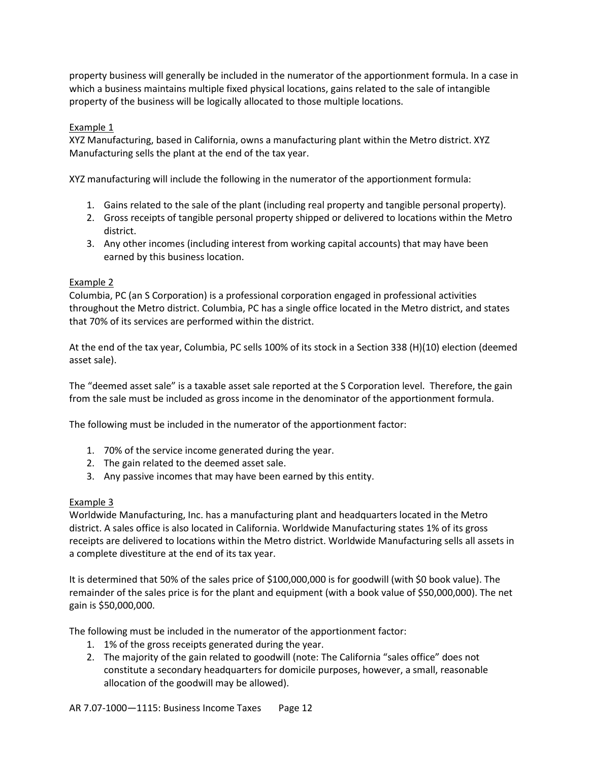property business will generally be included in the numerator of the apportionment formula. In a case in which a business maintains multiple fixed physical locations, gains related to the sale of intangible property of the business will be logically allocated to those multiple locations.

Example 1

XYZ Manufacturing, based in California, owns a manufacturing plant within the Metro district. XYZ Manufacturing sells the plant at the end of the tax year.

XYZ manufacturing will include the following in the numerator of the apportionment formula:

1. Gains related to the sale of the plant (including real property and tangible personal property).
2. Gross receipts of tangible personal property shipped or delivered to locations within the Metro district.
3. Any other incomes (including interest from working capital accounts) that may have been earned by this business location.

Example 2

Columbia, PC (an S Corporation) is a professional corporation engaged in professional activities throughout the Metro district. Columbia, PC has a single office located in the Metro district, and states that 70% of its services are performed within the district.

At the end of the tax year, Columbia, PC sells 100% of its stock in a Section 338 (H)(10) election (deemed asset sale).

The "deemed asset sale" is a taxable asset sale reported at the S Corporation level. Therefore, the gain from the sale must be included as gross income in the denominator of the apportionment formula.

The following must be included in the numerator of the apportionment factor:

1. 70% of the service income generated during the year.
2. The gain related to the deemed asset sale.
3. Any passive incomes that may have been earned by this entity.

Example 3

Worldwide Manufacturing, Inc. has a manufacturing plant and headquarters located in the Metro district. A sales office is also located in California. Worldwide Manufacturing states 1% of its gross receipts are delivered to locations within the Metro district. Worldwide Manufacturing sells all assets in a complete divestiture at the end of its tax year.

It is determined that 50% of the sales price of $100,000,000 is for goodwill (with $0 book value). The remainder of the sales price is for the plant and equipment (with a book value of $50,000,000). The net gain is $50,000,000.

The following must be included in the numerator of the apportionment factor:

1. 1% of the gross receipts generated during the year.
2. The majority of the gain related to goodwill (note: The California "sales office" does not constitute a secondary headquarters for domicile purposes, however, a small, reasonable allocation of the goodwill may be allowed).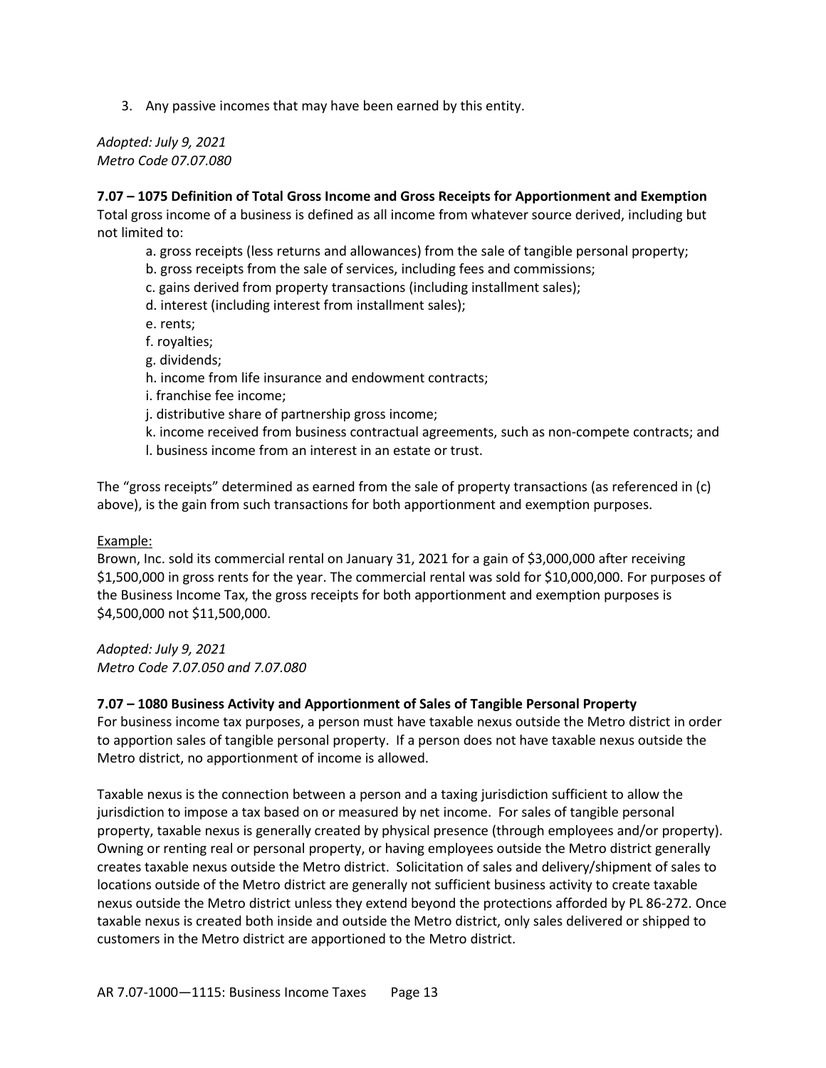3. Any passive incomes that may have been earned by this entity.

*Adopted: July 9, 2021*
*Metro Code 07.07.080*

**7.07 – 1075 Definition of Total Gross Income and Gross Receipts for Apportionment and Exemption**

Total gross income of a business is defined as all income from whatever source derived, including but not limited to:

a. gross receipts (less returns and allowances) from the sale of tangible personal property;
b. gross receipts from the sale of services, including fees and commissions;
c. gains derived from property transactions (including installment sales);
d. interest (including interest from installment sales);
e. rents;
f. royalties;
g. dividends;
h. income from life insurance and endowment contracts;
i. franchise fee income;
j. distributive share of partnership gross income;
k. income received from business contractual agreements, such as non-compete contracts; and
l. business income from an interest in an estate or trust.

The "gross receipts" determined as earned from the sale of property transactions (as referenced in (c) above), is the gain from such transactions for both apportionment and exemption purposes.

Example:
Brown, Inc. sold its commercial rental on January 31, 2021 for a gain of $3,000,000 after receiving $1,500,000 in gross rents for the year. The commercial rental was sold for $10,000,000. For purposes of the Business Income Tax, the gross receipts for both apportionment and exemption purposes is $4,500,000 not $11,500,000.

*Adopted: July 9, 2021*
*Metro Code 7.07.050 and 7.07.080*

**7.07 – 1080 Business Activity and Apportionment of Sales of Tangible Personal Property**

For business income tax purposes, a person must have taxable nexus outside the Metro district in order to apportion sales of tangible personal property. If a person does not have taxable nexus outside the Metro district, no apportionment of income is allowed.

Taxable nexus is the connection between a person and a taxing jurisdiction sufficient to allow the jurisdiction to impose a tax based on or measured by net income. For sales of tangible personal property, taxable nexus is generally created by physical presence (through employees and/or property). Owning or renting real or personal property, or having employees outside the Metro district generally creates taxable nexus outside the Metro district. Solicitation of sales and delivery/shipment of sales to locations outside of the Metro district are generally not sufficient business activity to create taxable nexus outside the Metro district unless they extend beyond the protections afforded by PL 86-272. Once taxable nexus is created both inside and outside the Metro district, only sales delivered or shipped to customers in the Metro district are apportioned to the Metro district.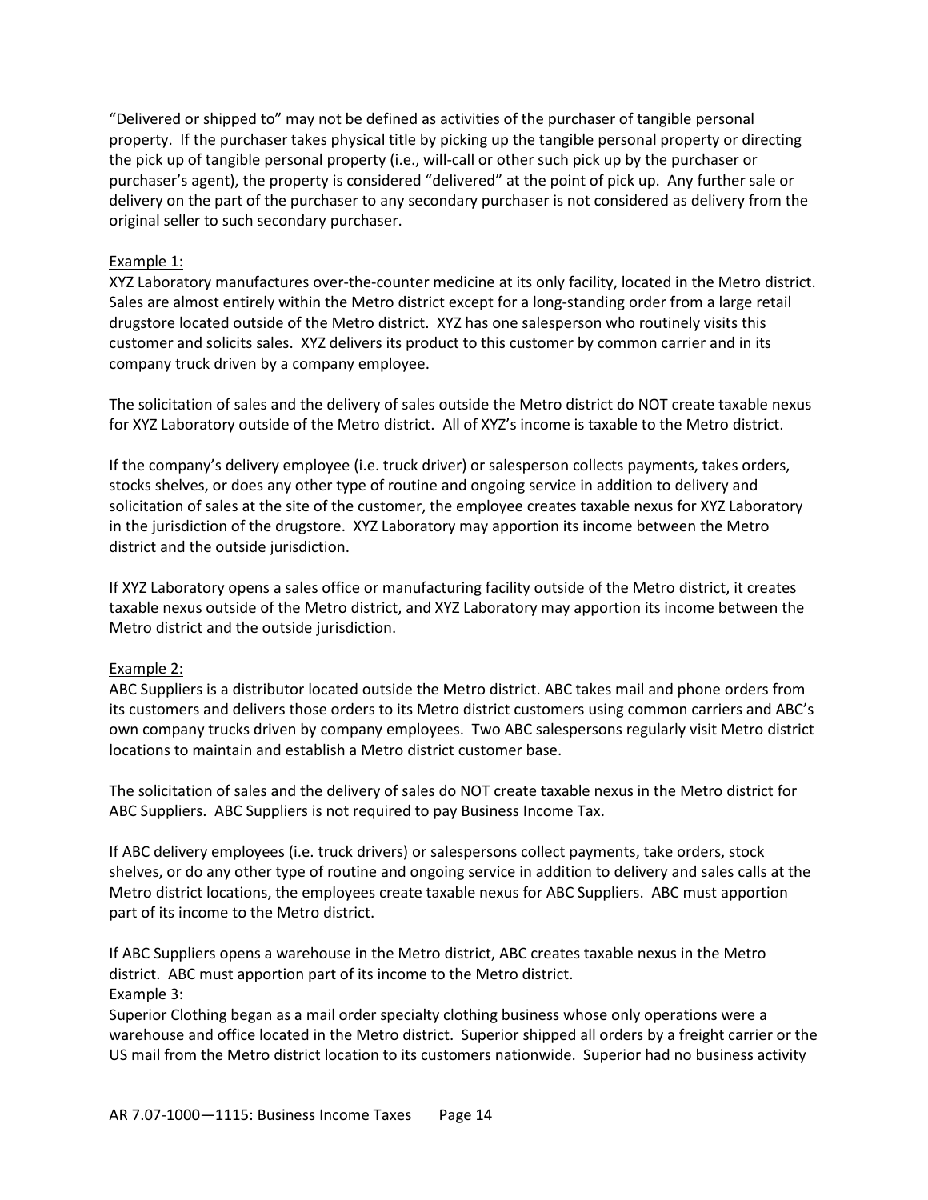"Delivered or shipped to" may not be defined as activities of the purchaser of tangible personal property. If the purchaser takes physical title by picking up the tangible personal property or directing the pick up of tangible personal property (i.e., will-call or other such pick up by the purchaser or purchaser's agent), the property is considered "delivered" at the point of pick up. Any further sale or delivery on the part of the purchaser to any secondary purchaser is not considered as delivery from the original seller to such secondary purchaser.

Example 1:

XYZ Laboratory manufactures over-the-counter medicine at its only facility, located in the Metro district. Sales are almost entirely within the Metro district except for a long-standing order from a large retail drugstore located outside of the Metro district. XYZ has one salesperson who routinely visits this customer and solicits sales. XYZ delivers its product to this customer by common carrier and in its company truck driven by a company employee.

The solicitation of sales and the delivery of sales outside the Metro district do NOT create taxable nexus for XYZ Laboratory outside of the Metro district. All of XYZ's income is taxable to the Metro district.

If the company's delivery employee (i.e. truck driver) or salesperson collects payments, takes orders, stocks shelves, or does any other type of routine and ongoing service in addition to delivery and solicitation of sales at the site of the customer, the employee creates taxable nexus for XYZ Laboratory in the jurisdiction of the drugstore. XYZ Laboratory may apportion its income between the Metro district and the outside jurisdiction.

If XYZ Laboratory opens a sales office or manufacturing facility outside of the Metro district, it creates taxable nexus outside of the Metro district, and XYZ Laboratory may apportion its income between the Metro district and the outside jurisdiction.

Example 2:

ABC Suppliers is a distributor located outside the Metro district. ABC takes mail and phone orders from its customers and delivers those orders to its Metro district customers using common carriers and ABC's own company trucks driven by company employees. Two ABC salespersons regularly visit Metro district locations to maintain and establish a Metro district customer base.

The solicitation of sales and the delivery of sales do NOT create taxable nexus in the Metro district for ABC Suppliers. ABC Suppliers is not required to pay Business Income Tax.

If ABC delivery employees (i.e. truck drivers) or salespersons collect payments, take orders, stock shelves, or do any other type of routine and ongoing service in addition to delivery and sales calls at the Metro district locations, the employees create taxable nexus for ABC Suppliers. ABC must apportion part of its income to the Metro district.

If ABC Suppliers opens a warehouse in the Metro district, ABC creates taxable nexus in the Metro district. ABC must apportion part of its income to the Metro district.

Example 3:

Superior Clothing began as a mail order specialty clothing business whose only operations were a warehouse and office located in the Metro district. Superior shipped all orders by a freight carrier or the US mail from the Metro district location to its customers nationwide. Superior had no business activity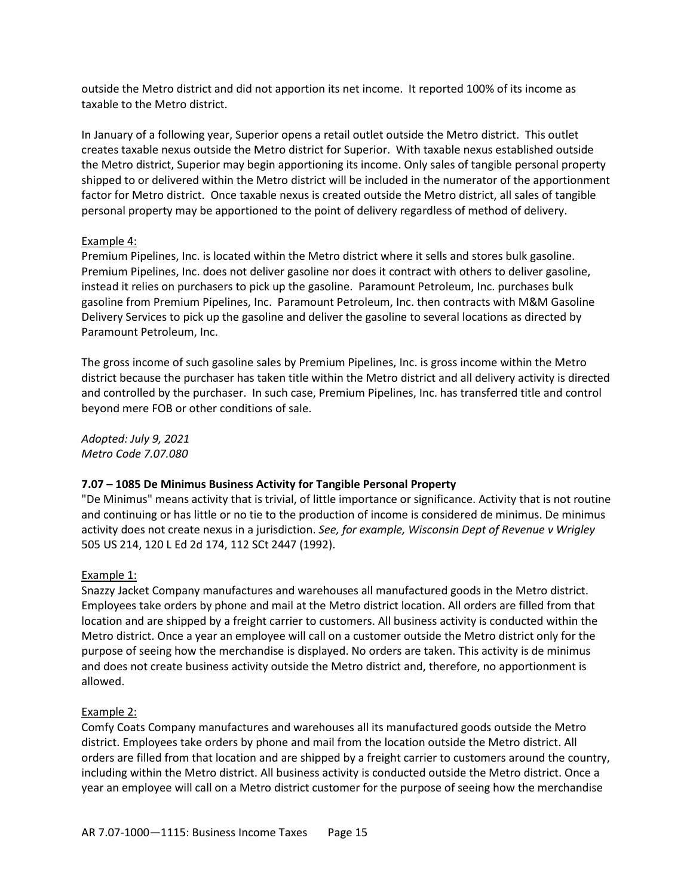outside the Metro district and did not apportion its net income. It reported 100% of its income as taxable to the Metro district.

In January of a following year, Superior opens a retail outlet outside the Metro district. This outlet creates taxable nexus outside the Metro district for Superior. With taxable nexus established outside the Metro district, Superior may begin apportioning its income. Only sales of tangible personal property shipped to or delivered within the Metro district will be included in the numerator of the apportionment factor for Metro district. Once taxable nexus is created outside the Metro district, all sales of tangible personal property may be apportioned to the point of delivery regardless of method of delivery.

Example 4:

Premium Pipelines, Inc. is located within the Metro district where it sells and stores bulk gasoline. Premium Pipelines, Inc. does not deliver gasoline nor does it contract with others to deliver gasoline, instead it relies on purchasers to pick up the gasoline. Paramount Petroleum, Inc. purchases bulk gasoline from Premium Pipelines, Inc. Paramount Petroleum, Inc. then contracts with M&M Gasoline Delivery Services to pick up the gasoline and deliver the gasoline to several locations as directed by Paramount Petroleum, Inc.

The gross income of such gasoline sales by Premium Pipelines, Inc. is gross income within the Metro district because the purchaser has taken title within the Metro district and all delivery activity is directed and controlled by the purchaser. In such case, Premium Pipelines, Inc. has transferred title and control beyond mere FOB or other conditions of sale.

*Adopted: July 9, 2021*
*Metro Code 7.07.080*

**7.07 – 1085 De Minimus Business Activity for Tangible Personal Property**

"De Minimus" means activity that is trivial, of little importance or significance. Activity that is not routine and continuing or has little or no tie to the production of income is considered de minimus. De minimus activity does not create nexus in a jurisdiction. *See, for example, Wisconsin Dept of Revenue v Wrigley* 505 US 214, 120 L Ed 2d 174, 112 SCt 2447 (1992).

Example 1:

Snazzy Jacket Company manufactures and warehouses all manufactured goods in the Metro district. Employees take orders by phone and mail at the Metro district location. All orders are filled from that location and are shipped by a freight carrier to customers. All business activity is conducted within the Metro district. Once a year an employee will call on a customer outside the Metro district only for the purpose of seeing how the merchandise is displayed. No orders are taken. This activity is de minimus and does not create business activity outside the Metro district and, therefore, no apportionment is allowed.

Example 2:

Comfy Coats Company manufactures and warehouses all its manufactured goods outside the Metro district. Employees take orders by phone and mail from the location outside the Metro district. All orders are filled from that location and are shipped by a freight carrier to customers around the country, including within the Metro district. All business activity is conducted outside the Metro district. Once a year an employee will call on a Metro district customer for the purpose of seeing how the merchandise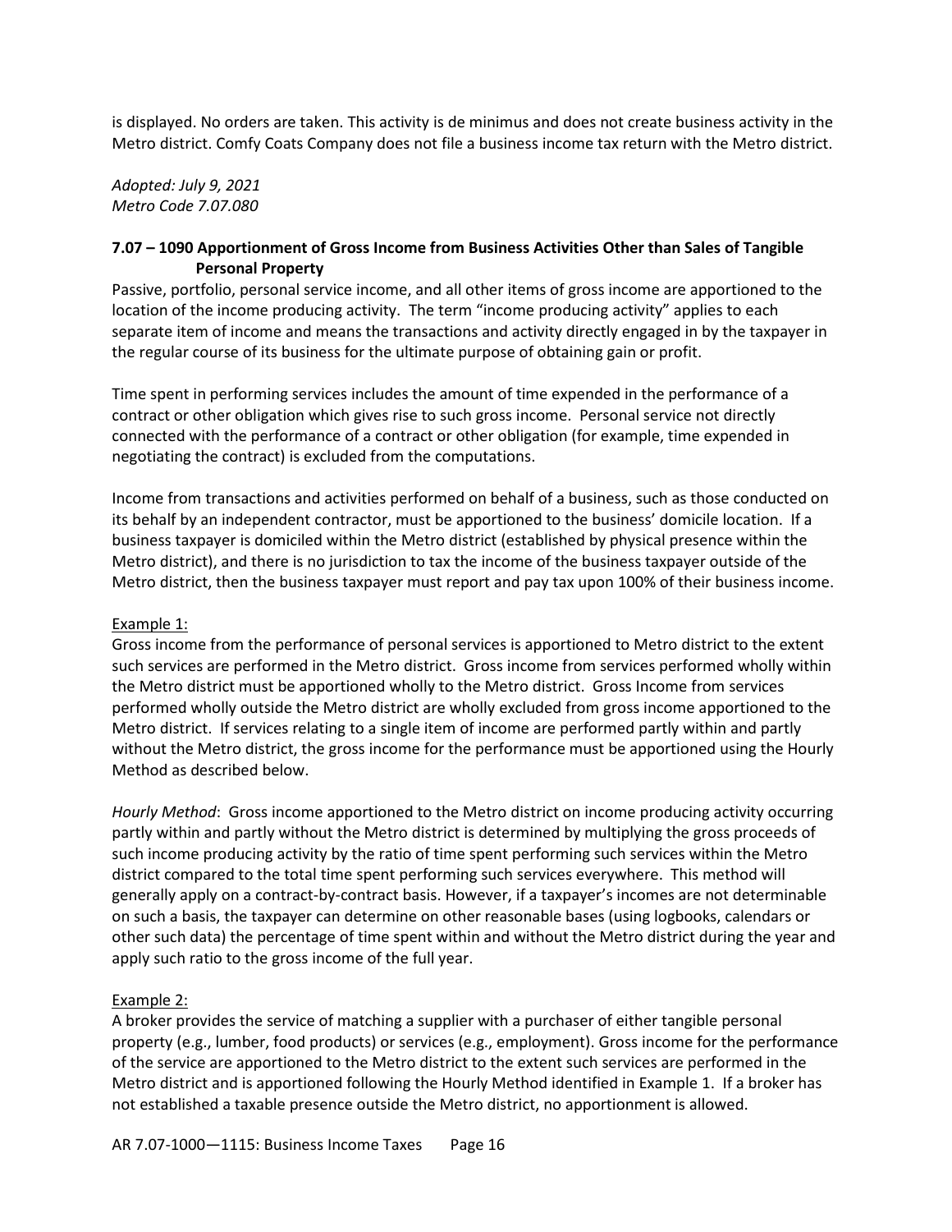is displayed. No orders are taken. This activity is de minimus and does not create business activity in the Metro district. Comfy Coats Company does not file a business income tax return with the Metro district.

*Adopted: July 9, 2021*
*Metro Code 7.07.080*

### 7.07 – 1090 Apportionment of Gross Income from Business Activities Other than Sales of Tangible Personal Property

Passive, portfolio, personal service income, and all other items of gross income are apportioned to the location of the income producing activity. The term "income producing activity" applies to each separate item of income and means the transactions and activity directly engaged in by the taxpayer in the regular course of its business for the ultimate purpose of obtaining gain or profit.

Time spent in performing services includes the amount of time expended in the performance of a contract or other obligation which gives rise to such gross income. Personal service not directly connected with the performance of a contract or other obligation (for example, time expended in negotiating the contract) is excluded from the computations.

Income from transactions and activities performed on behalf of a business, such as those conducted on its behalf by an independent contractor, must be apportioned to the business' domicile location. If a business taxpayer is domiciled within the Metro district (established by physical presence within the Metro district), and there is no jurisdiction to tax the income of the business taxpayer outside of the Metro district, then the business taxpayer must report and pay tax upon 100% of their business income.

Example 1:

Gross income from the performance of personal services is apportioned to Metro district to the extent such services are performed in the Metro district. Gross income from services performed wholly within the Metro district must be apportioned wholly to the Metro district. Gross Income from services performed wholly outside the Metro district are wholly excluded from gross income apportioned to the Metro district. If services relating to a single item of income are performed partly within and partly without the Metro district, the gross income for the performance must be apportioned using the Hourly Method as described below.

*Hourly Method*: Gross income apportioned to the Metro district on income producing activity occurring partly within and partly without the Metro district is determined by multiplying the gross proceeds of such income producing activity by the ratio of time spent performing such services within the Metro district compared to the total time spent performing such services everywhere. This method will generally apply on a contract-by-contract basis. However, if a taxpayer's incomes are not determinable on such a basis, the taxpayer can determine on other reasonable bases (using logbooks, calendars or other such data) the percentage of time spent within and without the Metro district during the year and apply such ratio to the gross income of the full year.

Example 2:

A broker provides the service of matching a supplier with a purchaser of either tangible personal property (e.g., lumber, food products) or services (e.g., employment). Gross income for the performance of the service are apportioned to the Metro district to the extent such services are performed in the Metro district and is apportioned following the Hourly Method identified in Example 1. If a broker has not established a taxable presence outside the Metro district, no apportionment is allowed.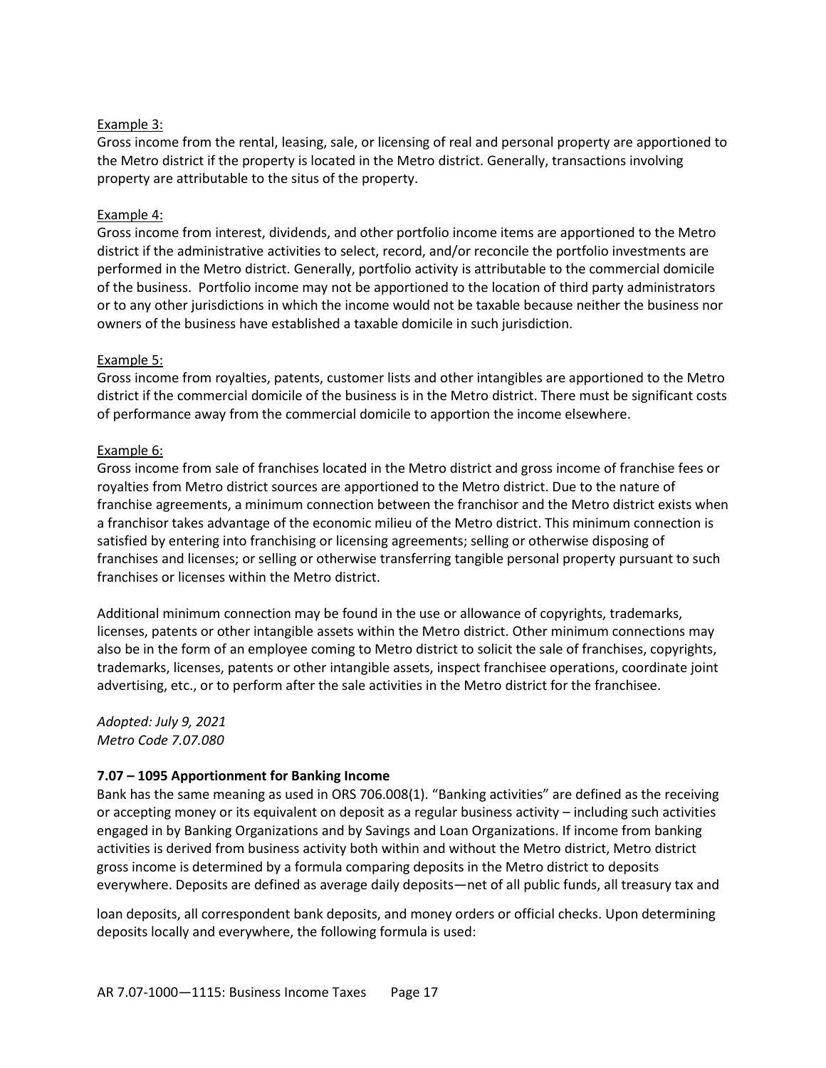Example 3:
Gross income from the rental, leasing, sale, or licensing of real and personal property are apportioned to the Metro district if the property is located in the Metro district. Generally, transactions involving property are attributable to the situs of the property.

Example 4:
Gross income from interest, dividends, and other portfolio income items are apportioned to the Metro district if the administrative activities to select, record, and/or reconcile the portfolio investments are performed in the Metro district. Generally, portfolio activity is attributable to the commercial domicile of the business. Portfolio income may not be apportioned to the location of third party administrators or to any other jurisdictions in which the income would not be taxable because neither the business nor owners of the business have established a taxable domicile in such jurisdiction.

Example 5:
Gross income from royalties, patents, customer lists and other intangibles are apportioned to the Metro district if the commercial domicile of the business is in the Metro district. There must be significant costs of performance away from the commercial domicile to apportion the income elsewhere.

Example 6:
Gross income from sale of franchises located in the Metro district and gross income of franchise fees or royalties from Metro district sources are apportioned to the Metro district. Due to the nature of franchise agreements, a minimum connection between the franchisor and the Metro district exists when a franchisor takes advantage of the economic milieu of the Metro district. This minimum connection is satisfied by entering into franchising or licensing agreements; selling or otherwise disposing of franchises and licenses; or selling or otherwise transferring tangible personal property pursuant to such franchises or licenses within the Metro district.

Additional minimum connection may be found in the use or allowance of copyrights, trademarks, licenses, patents or other intangible assets within the Metro district. Other minimum connections may also be in the form of an employee coming to Metro district to solicit the sale of franchises, copyrights, trademarks, licenses, patents or other intangible assets, inspect franchisee operations, coordinate joint advertising, etc., or to perform after the sale activities in the Metro district for the franchisee.

*Adopted: July 9, 2021*
*Metro Code 7.07.080*

**7.07 – 1095 Apportionment for Banking Income**

Bank has the same meaning as used in ORS 706.008(1). "Banking activities" are defined as the receiving or accepting money or its equivalent on deposit as a regular business activity – including such activities engaged in by Banking Organizations and by Savings and Loan Organizations. If income from banking activities is derived from business activity both within and without the Metro district, Metro district gross income is determined by a formula comparing deposits in the Metro district to deposits everywhere. Deposits are defined as average daily deposits—net of all public funds, all treasury tax and loan deposits, all correspondent bank deposits, and money orders or official checks. Upon determining deposits locally and everywhere, the following formula is used: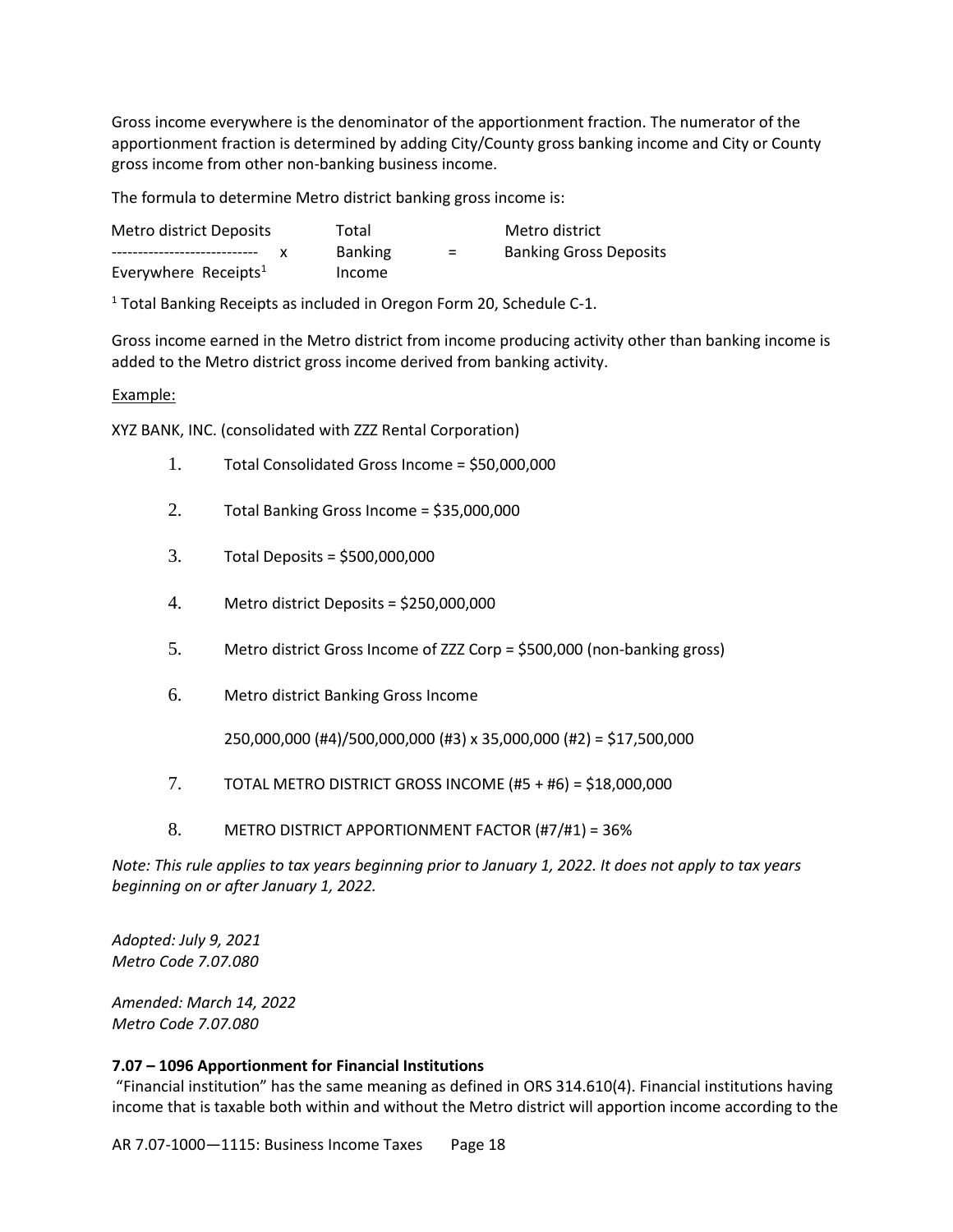Gross income everywhere is the denominator of the apportionment fraction. The numerator of the apportionment fraction is determined by adding City/County gross banking income and City or County gross income from other non-banking business income.

The formula to determine Metro district banking gross income is:

$$\frac{\text{Metro district Deposits}}{\text{Everywhere Receipts}^{1}} \times \text{Total Banking Income} = \text{Metro district Banking Gross Deposits}$$

[1] Total Banking Receipts as included in Oregon Form 20, Schedule C-1.

Gross income earned in the Metro district from income producing activity other than banking income is added to the Metro district gross income derived from banking activity.

Example:

XYZ BANK, INC. (consolidated with ZZZ Rental Corporation)

1. Total Consolidated Gross Income = $50,000,000
2. Total Banking Gross Income = $35,000,000
3. Total Deposits = $500,000,000
4. Metro district Deposits = $250,000,000
5. Metro district Gross Income of ZZZ Corp = $500,000 (non-banking gross)
6. Metro district Banking Gross Income

   250,000,000 (#4)/500,000,000 (#3) x 35,000,000 (#2) = $17,500,000
7. TOTAL METRO DISTRICT GROSS INCOME (#5 + #6) = $18,000,000
8. METRO DISTRICT APPORTIONMENT FACTOR (#7/#1) = 36%

*Note: This rule applies to tax years beginning prior to January 1, 2022. It does not apply to tax years beginning on or after January 1, 2022.*

*Adopted: July 9, 2021*
*Metro Code 7.07.080*

*Amended: March 14, 2022*
*Metro Code 7.07.080*

**7.07 – 1096 Apportionment for Financial Institutions**

"Financial institution" has the same meaning as defined in ORS 314.610(4). Financial institutions having income that is taxable both within and without the Metro district will apportion income according to the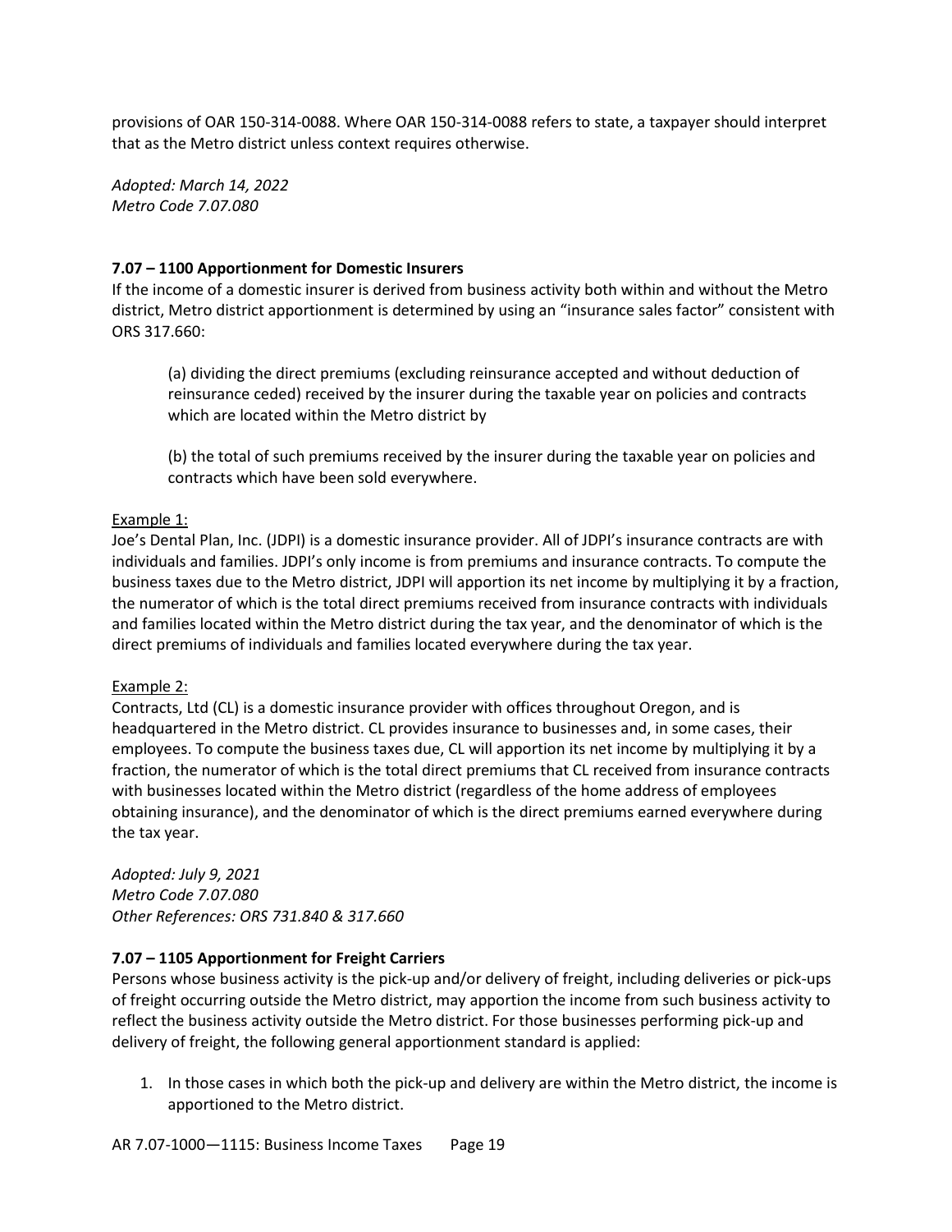provisions of OAR 150-314-0088. Where OAR 150-314-0088 refers to state, a taxpayer should interpret that as the Metro district unless context requires otherwise.

*Adopted: March 14, 2022*
*Metro Code 7.07.080*

**7.07 – 1100 Apportionment for Domestic Insurers**

If the income of a domestic insurer is derived from business activity both within and without the Metro district, Metro district apportionment is determined by using an "insurance sales factor" consistent with ORS 317.660:

> (a) dividing the direct premiums (excluding reinsurance accepted and without deduction of reinsurance ceded) received by the insurer during the taxable year on policies and contracts which are located within the Metro district by
>
> (b) the total of such premiums received by the insurer during the taxable year on policies and contracts which have been sold everywhere.

<u>Example 1:</u>

Joe's Dental Plan, Inc. (JDPI) is a domestic insurance provider. All of JDPI's insurance contracts are with individuals and families. JDPI's only income is from premiums and insurance contracts. To compute the business taxes due to the Metro district, JDPI will apportion its net income by multiplying it by a fraction, the numerator of which is the total direct premiums received from insurance contracts with individuals and families located within the Metro district during the tax year, and the denominator of which is the direct premiums of individuals and families located everywhere during the tax year.

<u>Example 2:</u>

Contracts, Ltd (CL) is a domestic insurance provider with offices throughout Oregon, and is headquartered in the Metro district. CL provides insurance to businesses and, in some cases, their employees. To compute the business taxes due, CL will apportion its net income by multiplying it by a fraction, the numerator of which is the total direct premiums that CL received from insurance contracts with businesses located within the Metro district (regardless of the home address of employees obtaining insurance), and the denominator of which is the direct premiums earned everywhere during the tax year.

*Adopted: July 9, 2021*
*Metro Code 7.07.080*
*Other References: ORS 731.840 & 317.660*

**7.07 – 1105 Apportionment for Freight Carriers**

Persons whose business activity is the pick-up and/or delivery of freight, including deliveries or pick-ups of freight occurring outside the Metro district, may apportion the income from such business activity to reflect the business activity outside the Metro district. For those businesses performing pick-up and delivery of freight, the following general apportionment standard is applied:

1. In those cases in which both the pick-up and delivery are within the Metro district, the income is apportioned to the Metro district.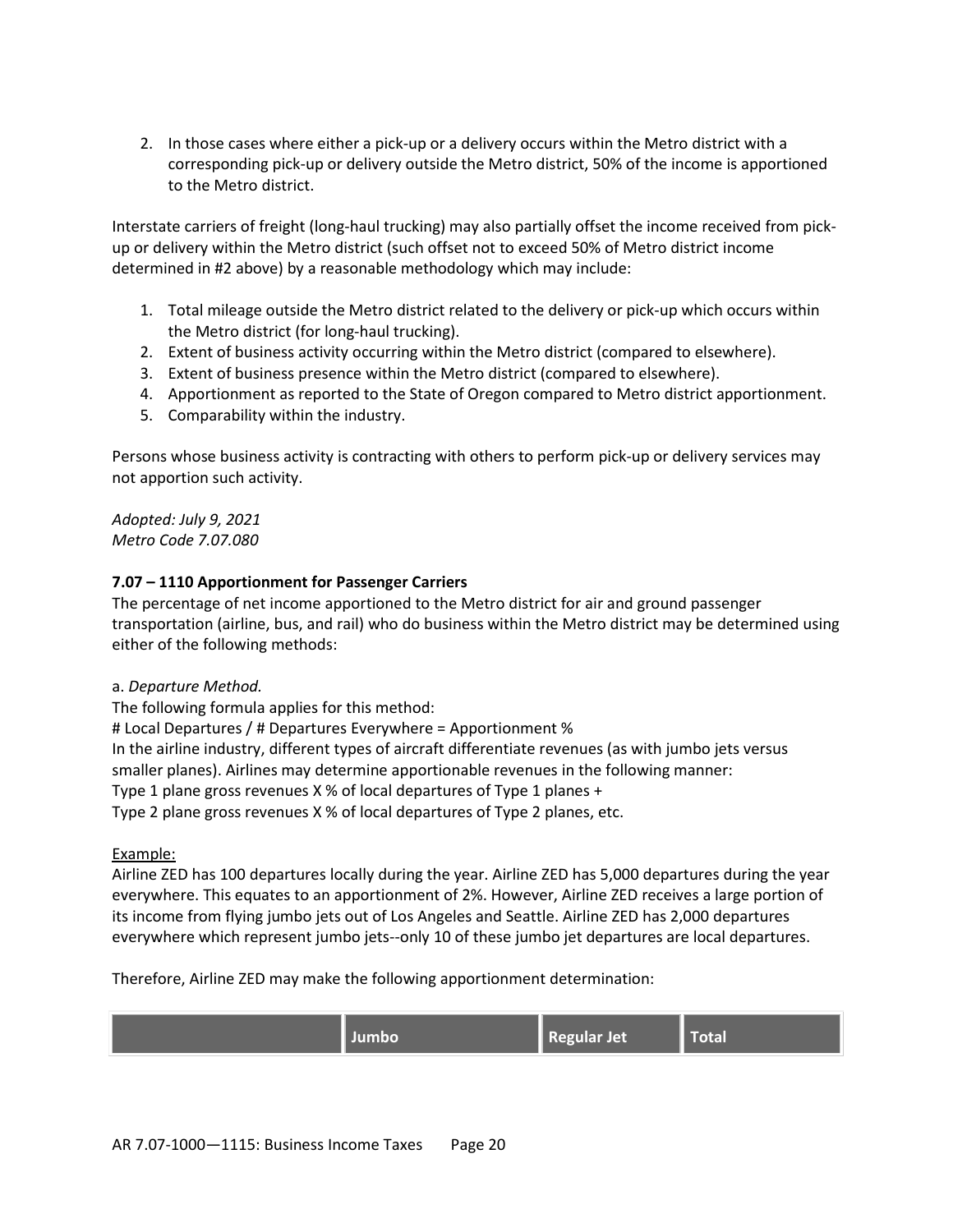2. In those cases where either a pick-up or a delivery occurs within the Metro district with a corresponding pick-up or delivery outside the Metro district, 50% of the income is apportioned to the Metro district.

Interstate carriers of freight (long-haul trucking) may also partially offset the income received from pick-up or delivery within the Metro district (such offset not to exceed 50% of Metro district income determined in #2 above) by a reasonable methodology which may include:

1. Total mileage outside the Metro district related to the delivery or pick-up which occurs within the Metro district (for long-haul trucking).
2. Extent of business activity occurring within the Metro district (compared to elsewhere).
3. Extent of business presence within the Metro district (compared to elsewhere).
4. Apportionment as reported to the State of Oregon compared to Metro district apportionment.
5. Comparability within the industry.

Persons whose business activity is contracting with others to perform pick-up or delivery services may not apportion such activity.

*Adopted: July 9, 2021*
*Metro Code 7.07.080*

**7.07 – 1110 Apportionment for Passenger Carriers**

The percentage of net income apportioned to the Metro district for air and ground passenger transportation (airline, bus, and rail) who do business within the Metro district may be determined using either of the following methods:

a. *Departure Method.*

The following formula applies for this method:

# Local Departures / # Departures Everywhere = Apportionment %

In the airline industry, different types of aircraft differentiate revenues (as with jumbo jets versus smaller planes). Airlines may determine apportionable revenues in the following manner:

Type 1 plane gross revenues X % of local departures of Type 1 planes +

Type 2 plane gross revenues X % of local departures of Type 2 planes, etc.

<u>Example:</u>

Airline ZED has 100 departures locally during the year. Airline ZED has 5,000 departures during the year everywhere. This equates to an apportionment of 2%. However, Airline ZED receives a large portion of its income from flying jumbo jets out of Los Angeles and Seattle. Airline ZED has 2,000 departures everywhere which represent jumbo jets--only 10 of these jumbo jet departures are local departures.

Therefore, Airline ZED may make the following apportionment determination:

| | Jumbo | Regular Jet | Total |
|---|---|---|---|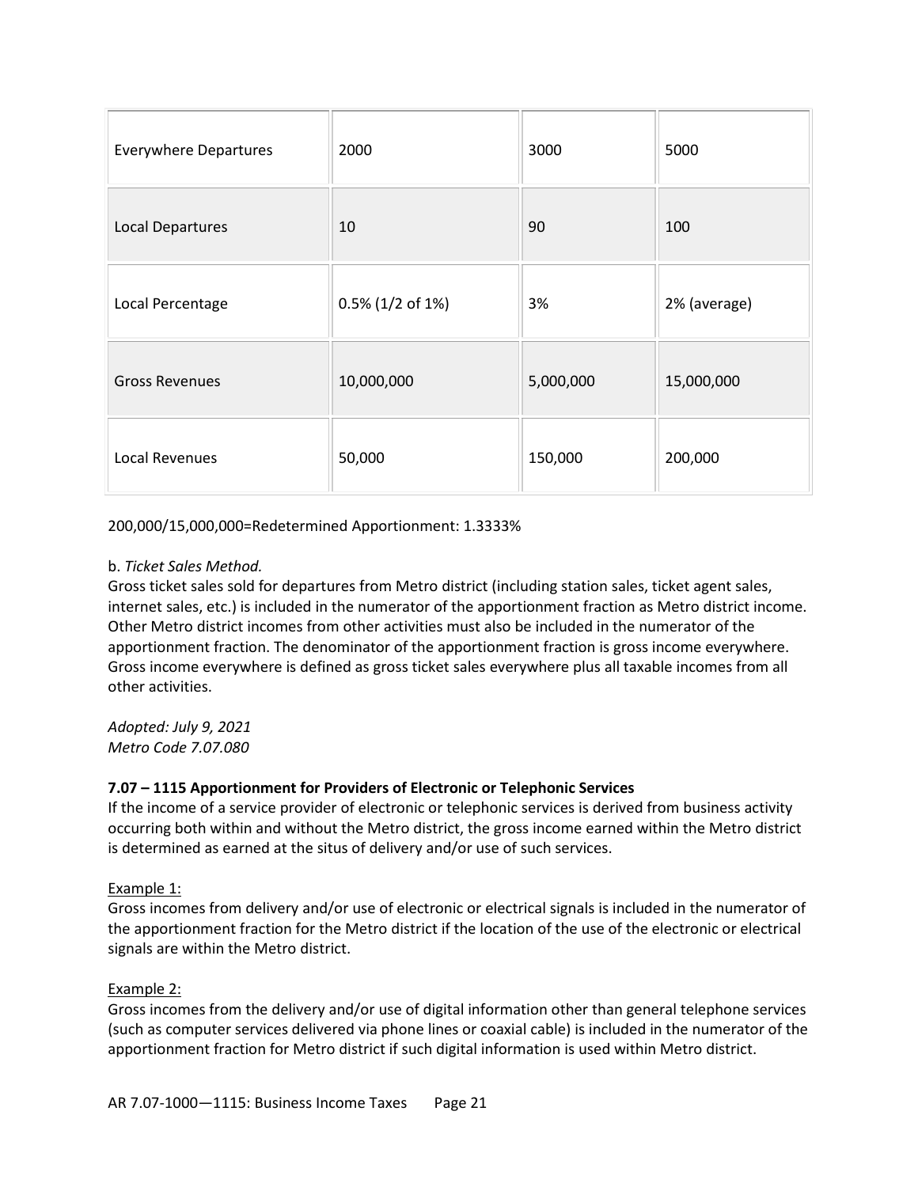| Everywhere Departures | 2000 | 3000 | 5000 |
|---|---|---|---|
| Local Departures | 10 | 90 | 100 |
| Local Percentage | 0.5% (1/2 of 1%) | 3% | 2% (average) |
| Gross Revenues | 10,000,000 | 5,000,000 | 15,000,000 |
| Local Revenues | 50,000 | 150,000 | 200,000 |

200,000/15,000,000=Redetermined Apportionment: 1.3333%

b. *Ticket Sales Method.*
Gross ticket sales sold for departures from Metro district (including station sales, ticket agent sales, internet sales, etc.) is included in the numerator of the apportionment fraction as Metro district income. Other Metro district incomes from other activities must also be included in the numerator of the apportionment fraction. The denominator of the apportionment fraction is gross income everywhere. Gross income everywhere is defined as gross ticket sales everywhere plus all taxable incomes from all other activities.

*Adopted: July 9, 2021*
*Metro Code 7.07.080*

**7.07 – 1115 Apportionment for Providers of Electronic or Telephonic Services**
If the income of a service provider of electronic or telephonic services is derived from business activity occurring both within and without the Metro district, the gross income earned within the Metro district is determined as earned at the situs of delivery and/or use of such services.

<u>Example 1:</u>
Gross incomes from delivery and/or use of electronic or electrical signals is included in the numerator of the apportionment fraction for the Metro district if the location of the use of the electronic or electrical signals are within the Metro district.

<u>Example 2:</u>
Gross incomes from the delivery and/or use of digital information other than general telephone services (such as computer services delivered via phone lines or coaxial cable) is included in the numerator of the apportionment fraction for Metro district if such digital information is used within Metro district.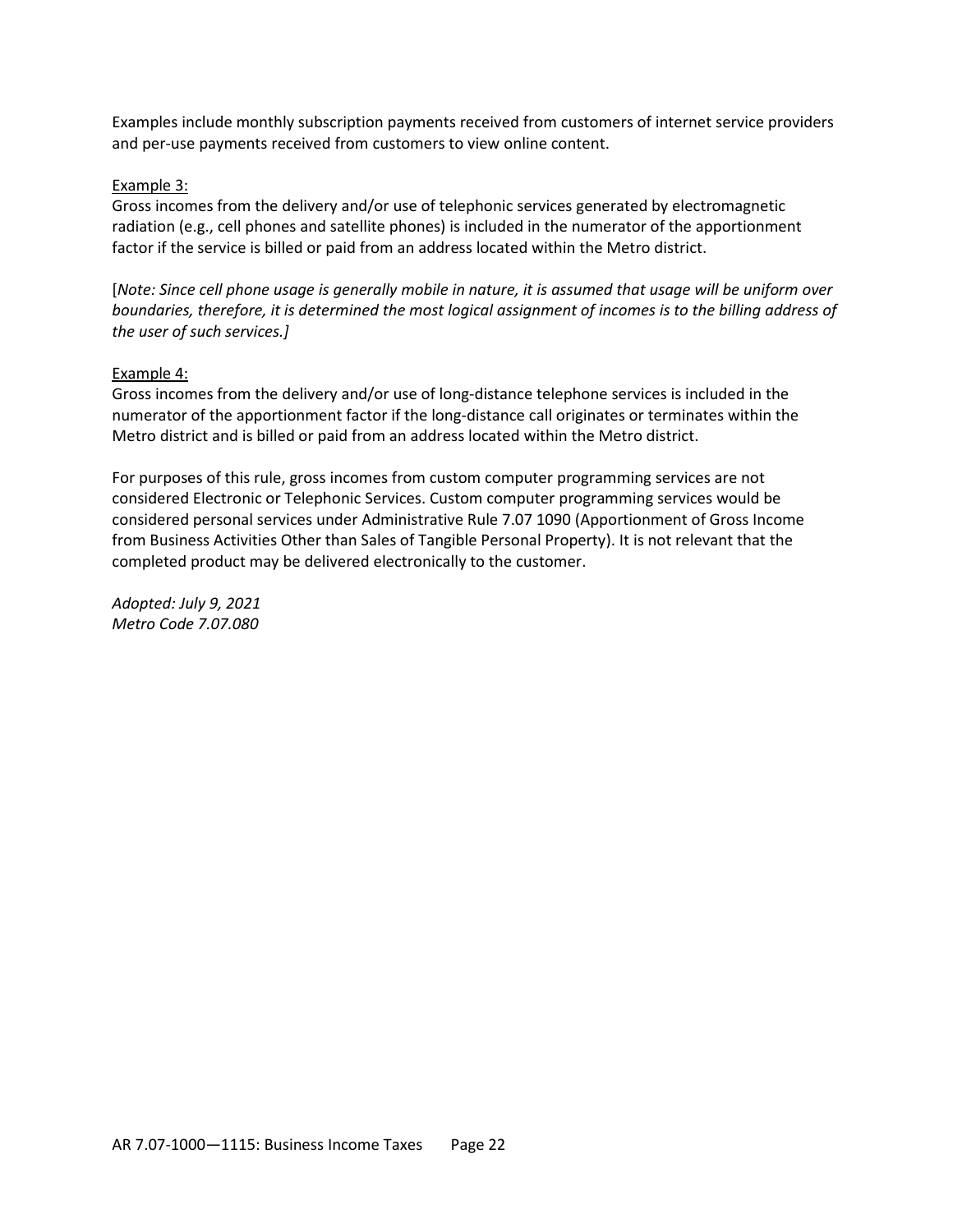Examples include monthly subscription payments received from customers of internet service providers and per-use payments received from customers to view online content.

Example 3:
Gross incomes from the delivery and/or use of telephonic services generated by electromagnetic radiation (e.g., cell phones and satellite phones) is included in the numerator of the apportionment factor if the service is billed or paid from an address located within the Metro district.

[*Note: Since cell phone usage is generally mobile in nature, it is assumed that usage will be uniform over boundaries, therefore, it is determined the most logical assignment of incomes is to the billing address of the user of such services.]*

Example 4:
Gross incomes from the delivery and/or use of long-distance telephone services is included in the numerator of the apportionment factor if the long-distance call originates or terminates within the Metro district and is billed or paid from an address located within the Metro district.

For purposes of this rule, gross incomes from custom computer programming services are not considered Electronic or Telephonic Services. Custom computer programming services would be considered personal services under Administrative Rule 7.07 1090 (Apportionment of Gross Income from Business Activities Other than Sales of Tangible Personal Property). It is not relevant that the completed product may be delivered electronically to the customer.

*Adopted: July 9, 2021*
*Metro Code 7.07.080*